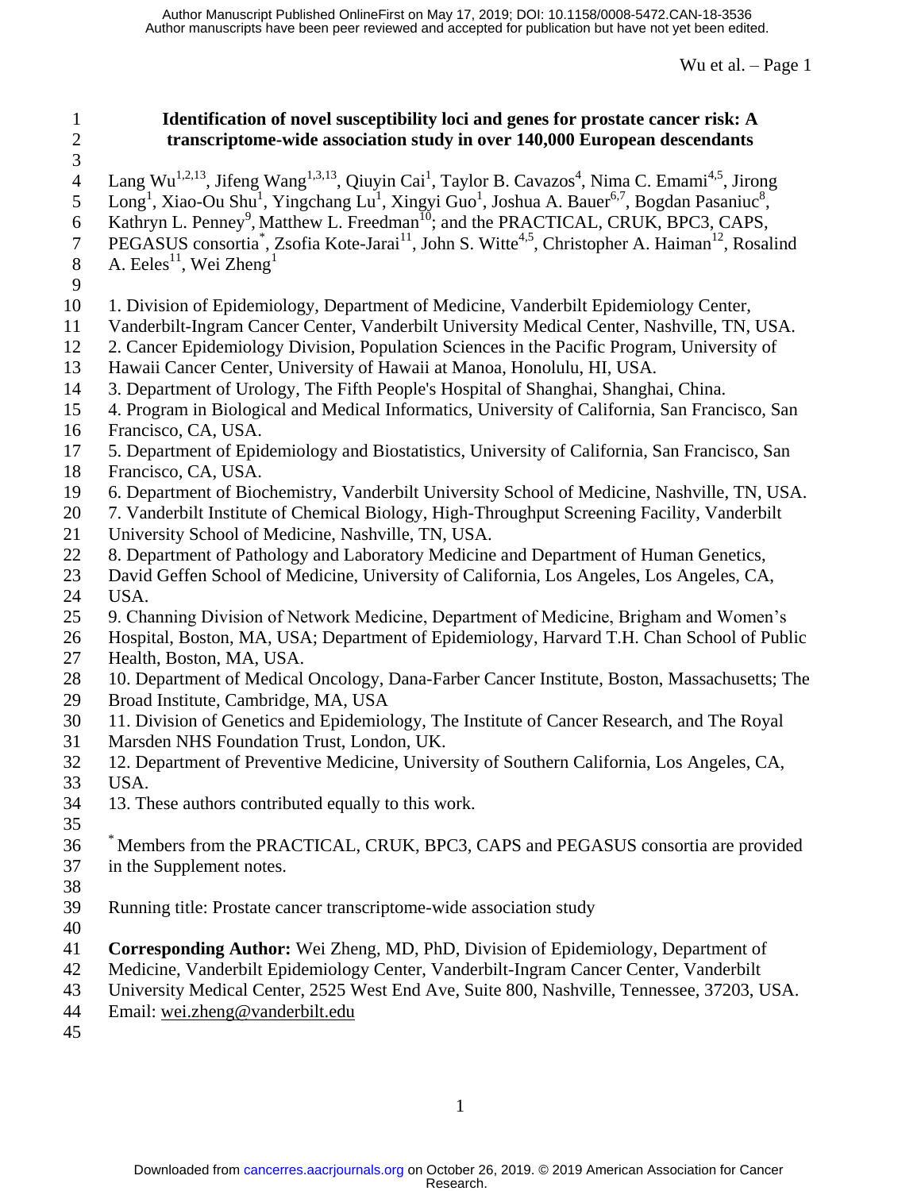# Identification of novel susceptibility loci and genes for prostate cancer risk: A transcriptome-wide association study in over 140,000 European descendants

Lang Wu[1,2,13], Jifeng Wang[1,3,13], Qiuyin Cai[1], Taylor B. Cavazos[4], Nima C. Emami[4,5], Jirong Long[1], Xiao-Ou Shu[1], Yingchang Lu[1], Xingyi Guo[1], Joshua A. Bauer[6,7], Bogdan Pasaniuc[8], Kathryn L. Penney[9], Matthew L. Freedman[10]; and the PRACTICAL, CRUK, BPC3, CAPS, PEGASUS consortia*, Zsofia Kote-Jarai[11], John S. Witte[4,5], Christopher A. Haiman[12], Rosalind A. Eeles[11], Wei Zheng[1]

1. Division of Epidemiology, Department of Medicine, Vanderbilt Epidemiology Center, Vanderbilt-Ingram Cancer Center, Vanderbilt University Medical Center, Nashville, TN, USA.
2. Cancer Epidemiology Division, Population Sciences in the Pacific Program, University of Hawaii Cancer Center, University of Hawaii at Manoa, Honolulu, HI, USA.
3. Department of Urology, The Fifth People's Hospital of Shanghai, Shanghai, China.
4. Program in Biological and Medical Informatics, University of California, San Francisco, San Francisco, CA, USA.
5. Department of Epidemiology and Biostatistics, University of California, San Francisco, San Francisco, CA, USA.
6. Department of Biochemistry, Vanderbilt University School of Medicine, Nashville, TN, USA.
7. Vanderbilt Institute of Chemical Biology, High-Throughput Screening Facility, Vanderbilt University School of Medicine, Nashville, TN, USA.
8. Department of Pathology and Laboratory Medicine and Department of Human Genetics, David Geffen School of Medicine, University of California, Los Angeles, Los Angeles, CA, USA.
9. Channing Division of Network Medicine, Department of Medicine, Brigham and Women's Hospital, Boston, MA, USA; Department of Epidemiology, Harvard T.H. Chan School of Public Health, Boston, MA, USA.
10. Department of Medical Oncology, Dana-Farber Cancer Institute, Boston, Massachusetts; The Broad Institute, Cambridge, MA, USA
11. Division of Genetics and Epidemiology, The Institute of Cancer Research, and The Royal Marsden NHS Foundation Trust, London, UK.
12. Department of Preventive Medicine, University of Southern California, Los Angeles, CA, USA.
13. These authors contributed equally to this work.

* Members from the PRACTICAL, CRUK, BPC3, CAPS and PEGASUS consortia are provided in the Supplement notes.

Running title: Prostate cancer transcriptome-wide association study

**Corresponding Author:** Wei Zheng, MD, PhD, Division of Epidemiology, Department of Medicine, Vanderbilt Epidemiology Center, Vanderbilt-Ingram Cancer Center, Vanderbilt University Medical Center, 2525 West End Ave, Suite 800, Nashville, Tennessee, 37203, USA.
Email: wei.zheng@vanderbilt.edu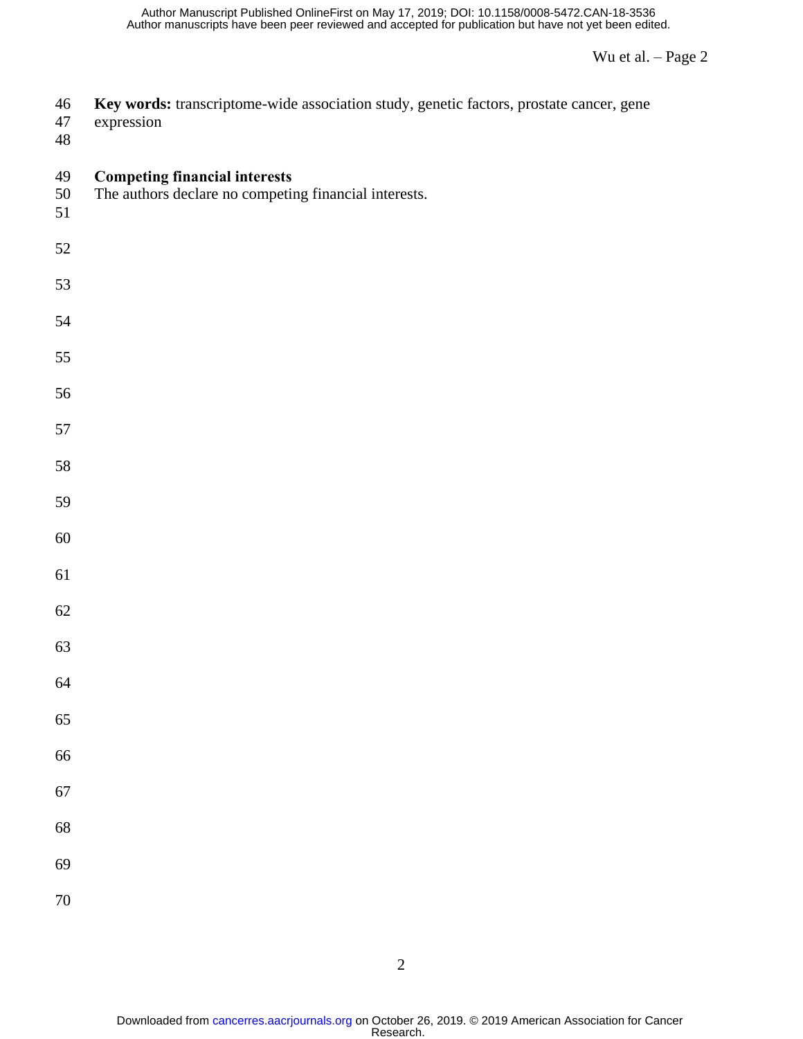**Key words:** transcriptome-wide association study, genetic factors, prostate cancer, gene expression

**Competing financial interests**

The authors declare no competing financial interests.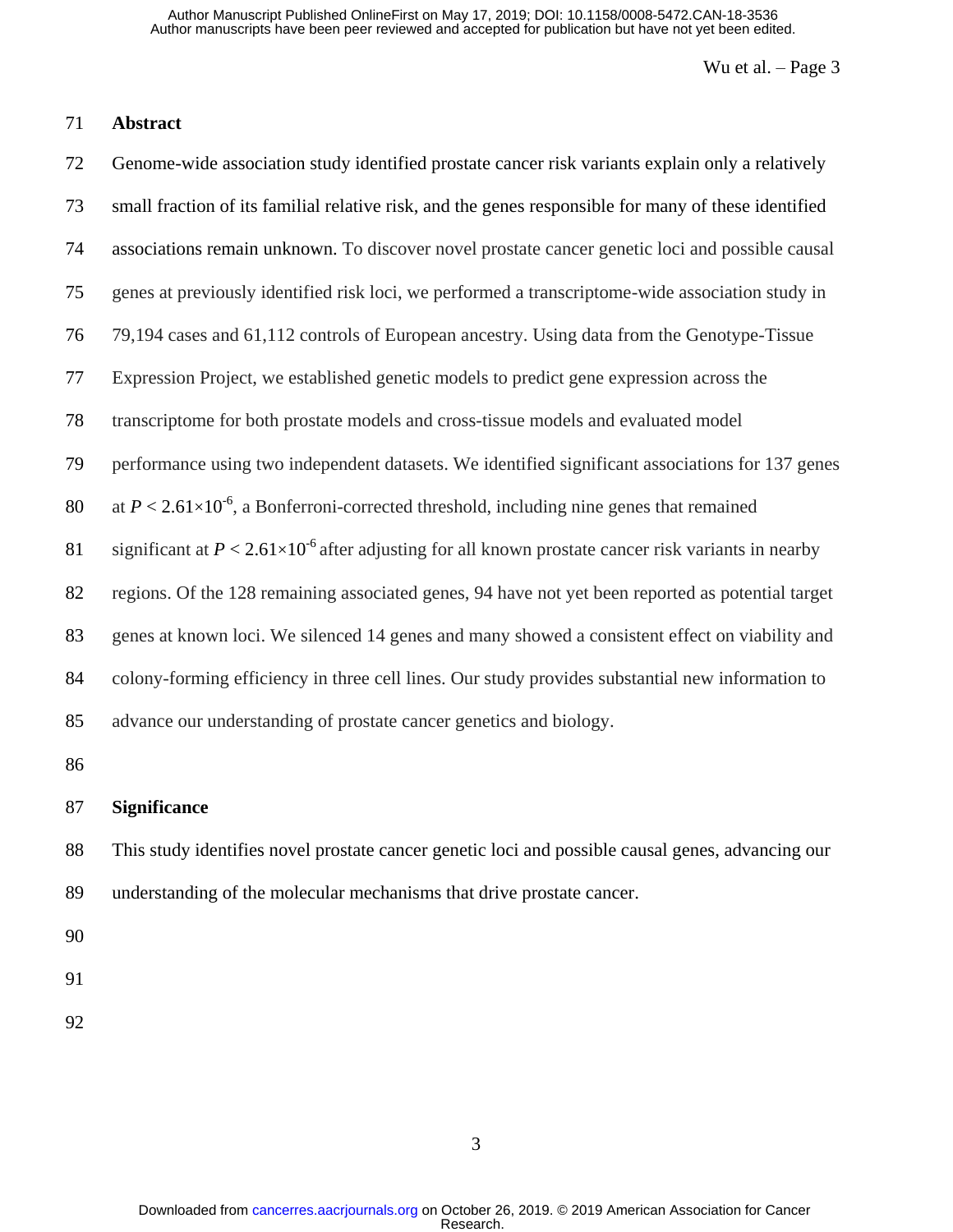## Abstract

Genome-wide association study identified prostate cancer risk variants explain only a relatively small fraction of its familial relative risk, and the genes responsible for many of these identified associations remain unknown. To discover novel prostate cancer genetic loci and possible causal genes at previously identified risk loci, we performed a transcriptome-wide association study in 79,194 cases and 61,112 controls of European ancestry. Using data from the Genotype-Tissue Expression Project, we established genetic models to predict gene expression across the transcriptome for both prostate models and cross-tissue models and evaluated model performance using two independent datasets. We identified significant associations for 137 genes at $P < 2.61 \times 10^{-6}$, a Bonferroni-corrected threshold, including nine genes that remained significant at $P < 2.61 \times 10^{-6}$ after adjusting for all known prostate cancer risk variants in nearby regions. Of the 128 remaining associated genes, 94 have not yet been reported as potential target genes at known loci. We silenced 14 genes and many showed a consistent effect on viability and colony-forming efficiency in three cell lines. Our study provides substantial new information to advance our understanding of prostate cancer genetics and biology.

## Significance

This study identifies novel prostate cancer genetic loci and possible causal genes, advancing our understanding of the molecular mechanisms that drive prostate cancer.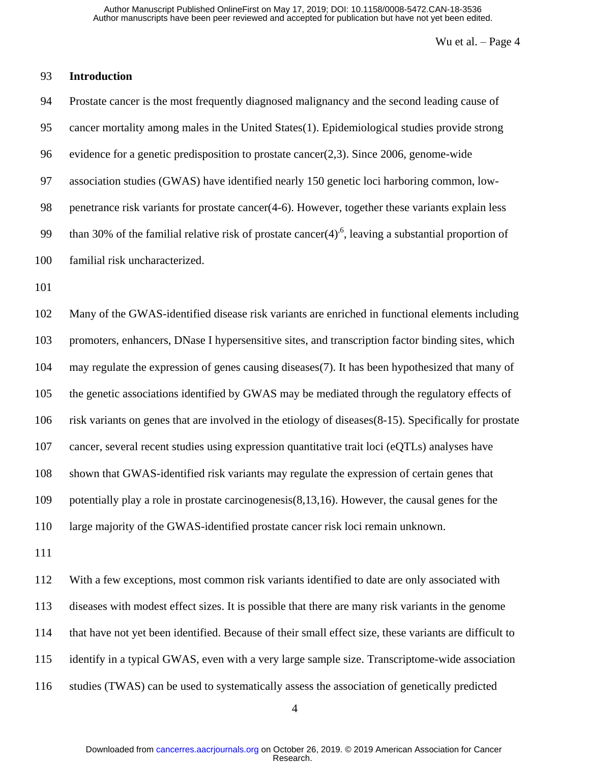## Introduction

Prostate cancer is the most frequently diagnosed malignancy and the second leading cause of cancer mortality among males in the United States(1). Epidemiological studies provide strong evidence for a genetic predisposition to prostate cancer(2,3). Since 2006, genome-wide association studies (GWAS) have identified nearly 150 genetic loci harboring common, low-penetrance risk variants for prostate cancer(4-6). However, together these variants explain less than 30% of the familial relative risk of prostate cancer(4)[,6], leaving a substantial proportion of familial risk uncharacterized.

Many of the GWAS-identified disease risk variants are enriched in functional elements including promoters, enhancers, DNase I hypersensitive sites, and transcription factor binding sites, which may regulate the expression of genes causing diseases(7). It has been hypothesized that many of the genetic associations identified by GWAS may be mediated through the regulatory effects of risk variants on genes that are involved in the etiology of diseases(8-15). Specifically for prostate cancer, several recent studies using expression quantitative trait loci (eQTLs) analyses have shown that GWAS-identified risk variants may regulate the expression of certain genes that potentially play a role in prostate carcinogenesis(8,13,16). However, the causal genes for the large majority of the GWAS-identified prostate cancer risk loci remain unknown.

With a few exceptions, most common risk variants identified to date are only associated with diseases with modest effect sizes. It is possible that there are many risk variants in the genome that have not yet been identified. Because of their small effect size, these variants are difficult to identify in a typical GWAS, even with a very large sample size. Transcriptome-wide association studies (TWAS) can be used to systematically assess the association of genetically predicted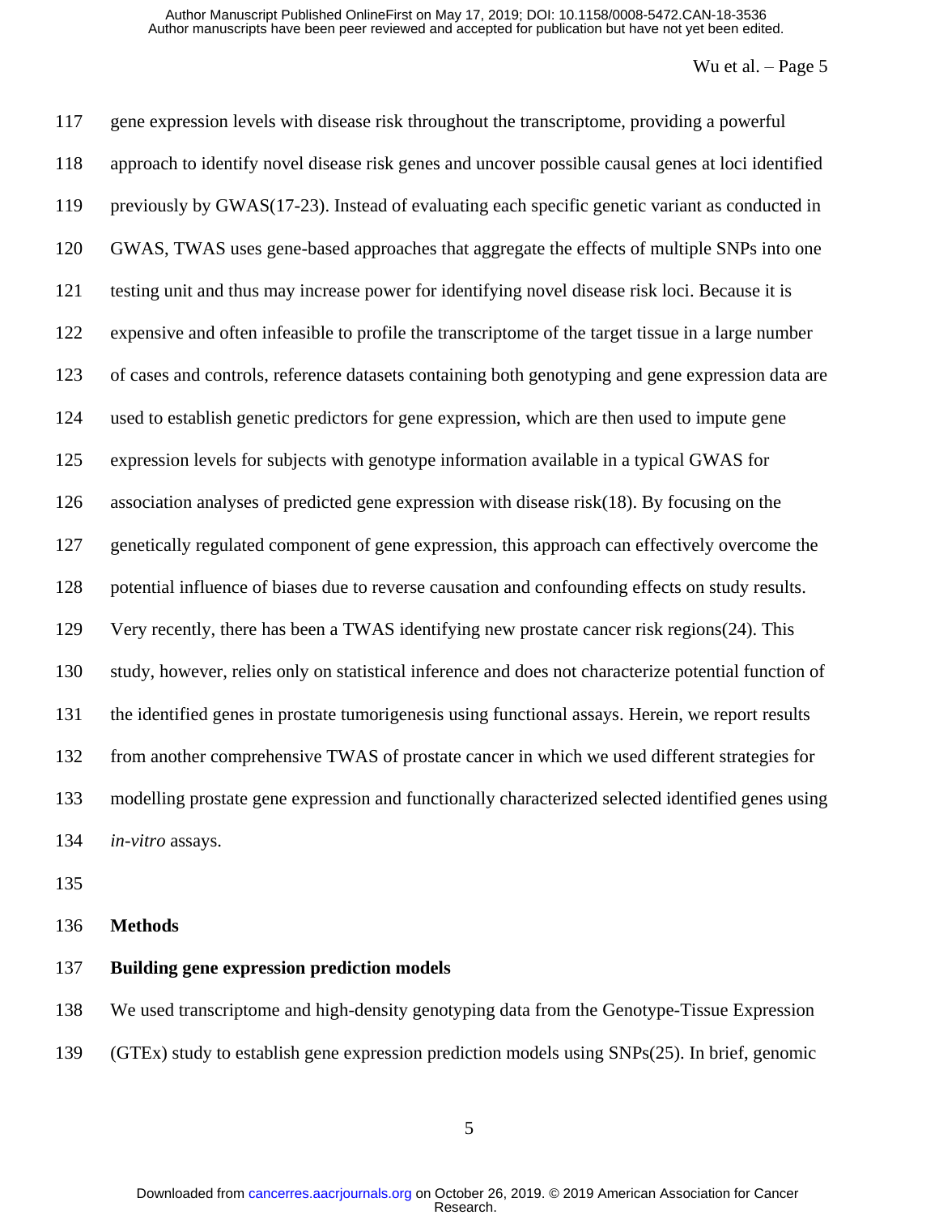gene expression levels with disease risk throughout the transcriptome, providing a powerful approach to identify novel disease risk genes and uncover possible causal genes at loci identified previously by GWAS(17-23). Instead of evaluating each specific genetic variant as conducted in GWAS, TWAS uses gene-based approaches that aggregate the effects of multiple SNPs into one testing unit and thus may increase power for identifying novel disease risk loci. Because it is expensive and often infeasible to profile the transcriptome of the target tissue in a large number of cases and controls, reference datasets containing both genotyping and gene expression data are used to establish genetic predictors for gene expression, which are then used to impute gene expression levels for subjects with genotype information available in a typical GWAS for association analyses of predicted gene expression with disease risk(18). By focusing on the genetically regulated component of gene expression, this approach can effectively overcome the potential influence of biases due to reverse causation and confounding effects on study results. Very recently, there has been a TWAS identifying new prostate cancer risk regions(24). This study, however, relies only on statistical inference and does not characterize potential function of the identified genes in prostate tumorigenesis using functional assays. Herein, we report results from another comprehensive TWAS of prostate cancer in which we used different strategies for modelling prostate gene expression and functionally characterized selected identified genes using *in-vitro* assays.

## Methods

### Building gene expression prediction models

We used transcriptome and high-density genotyping data from the Genotype-Tissue Expression (GTEx) study to establish gene expression prediction models using SNPs(25). In brief, genomic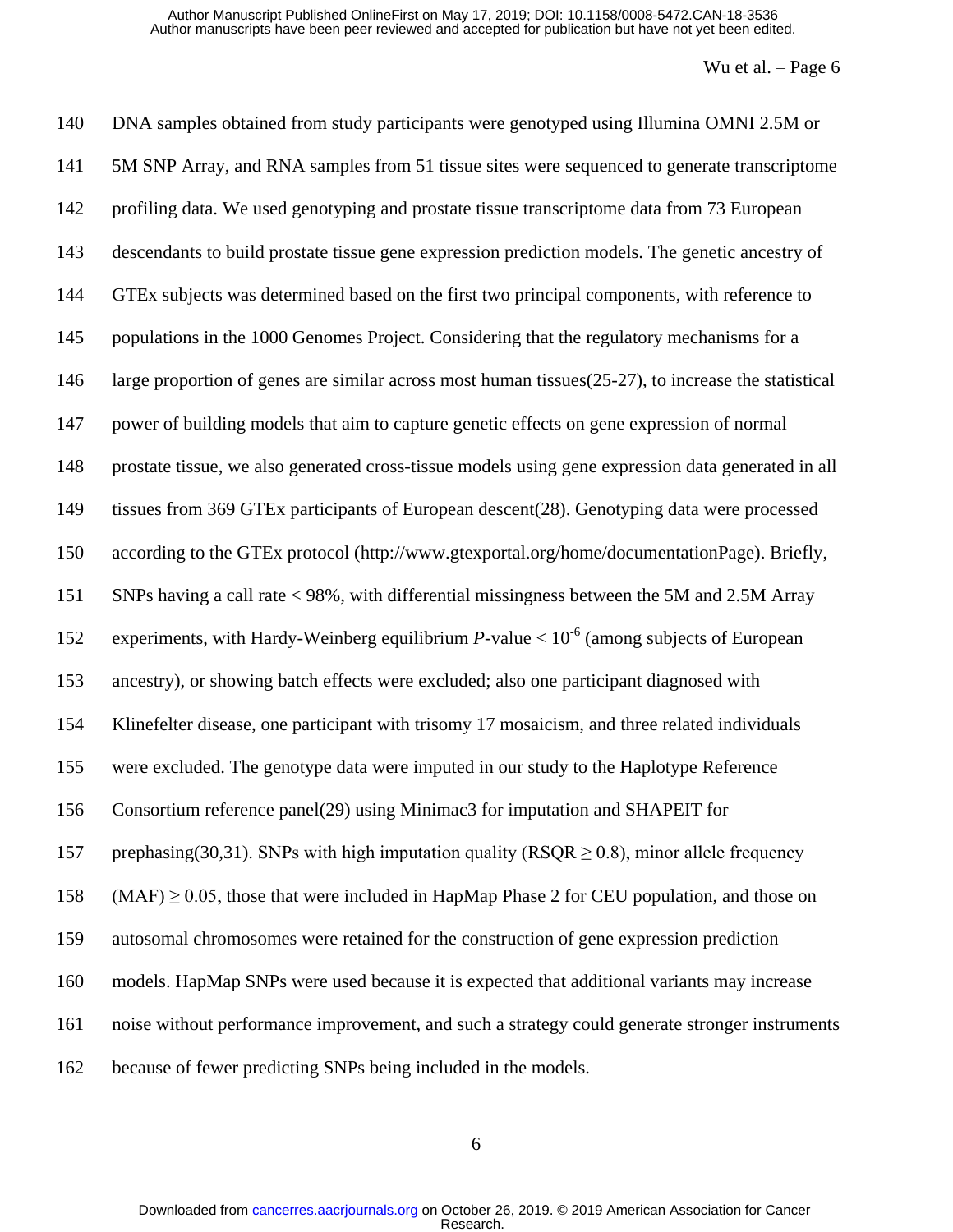DNA samples obtained from study participants were genotyped using Illumina OMNI 2.5M or 5M SNP Array, and RNA samples from 51 tissue sites were sequenced to generate transcriptome profiling data. We used genotyping and prostate tissue transcriptome data from 73 European descendants to build prostate tissue gene expression prediction models. The genetic ancestry of GTEx subjects was determined based on the first two principal components, with reference to populations in the 1000 Genomes Project. Considering that the regulatory mechanisms for a large proportion of genes are similar across most human tissues(25-27), to increase the statistical power of building models that aim to capture genetic effects on gene expression of normal prostate tissue, we also generated cross-tissue models using gene expression data generated in all tissues from 369 GTEx participants of European descent(28). Genotyping data were processed according to the GTEx protocol (http://www.gtexportal.org/home/documentationPage). Briefly, SNPs having a call rate < 98%, with differential missingness between the 5M and 2.5M Array experiments, with Hardy-Weinberg equilibrium *P*-value < $10^{-6}$ (among subjects of European ancestry), or showing batch effects were excluded; also one participant diagnosed with Klinefelter disease, one participant with trisomy 17 mosaicism, and three related individuals were excluded. The genotype data were imputed in our study to the Haplotype Reference Consortium reference panel(29) using Minimac3 for imputation and SHAPEIT for prephasing(30,31). SNPs with high imputation quality (RSQR $\geq$ 0.8), minor allele frequency (MAF) $\geq$ 0.05, those that were included in HapMap Phase 2 for CEU population, and those on autosomal chromosomes were retained for the construction of gene expression prediction models. HapMap SNPs were used because it is expected that additional variants may increase noise without performance improvement, and such a strategy could generate stronger instruments because of fewer predicting SNPs being included in the models.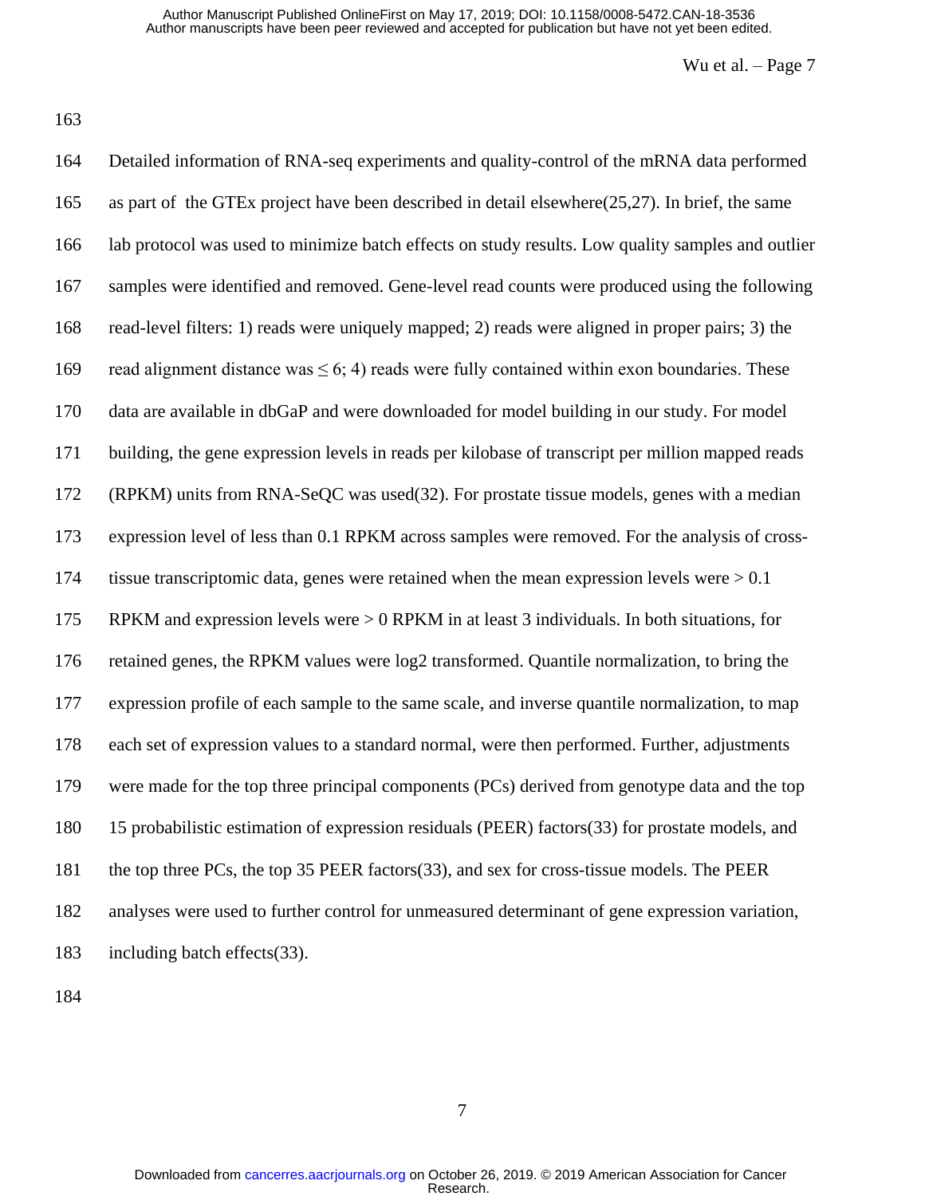Detailed information of RNA-seq experiments and quality-control of the mRNA data performed as part of the GTEx project have been described in detail elsewhere(25,27). In brief, the same lab protocol was used to minimize batch effects on study results. Low quality samples and outlier samples were identified and removed. Gene-level read counts were produced using the following read-level filters: 1) reads were uniquely mapped; 2) reads were aligned in proper pairs; 3) the read alignment distance was $\leq 6$; 4) reads were fully contained within exon boundaries. These data are available in dbGaP and were downloaded for model building in our study. For model building, the gene expression levels in reads per kilobase of transcript per million mapped reads (RPKM) units from RNA-SeQC was used(32). For prostate tissue models, genes with a median expression level of less than 0.1 RPKM across samples were removed. For the analysis of cross-tissue transcriptomic data, genes were retained when the mean expression levels were $> 0.1$ RPKM and expression levels were $> 0$ RPKM in at least 3 individuals. In both situations, for retained genes, the RPKM values were log2 transformed. Quantile normalization, to bring the expression profile of each sample to the same scale, and inverse quantile normalization, to map each set of expression values to a standard normal, were then performed. Further, adjustments were made for the top three principal components (PCs) derived from genotype data and the top 15 probabilistic estimation of expression residuals (PEER) factors(33) for prostate models, and the top three PCs, the top 35 PEER factors(33), and sex for cross-tissue models. The PEER analyses were used to further control for unmeasured determinant of gene expression variation, including batch effects(33).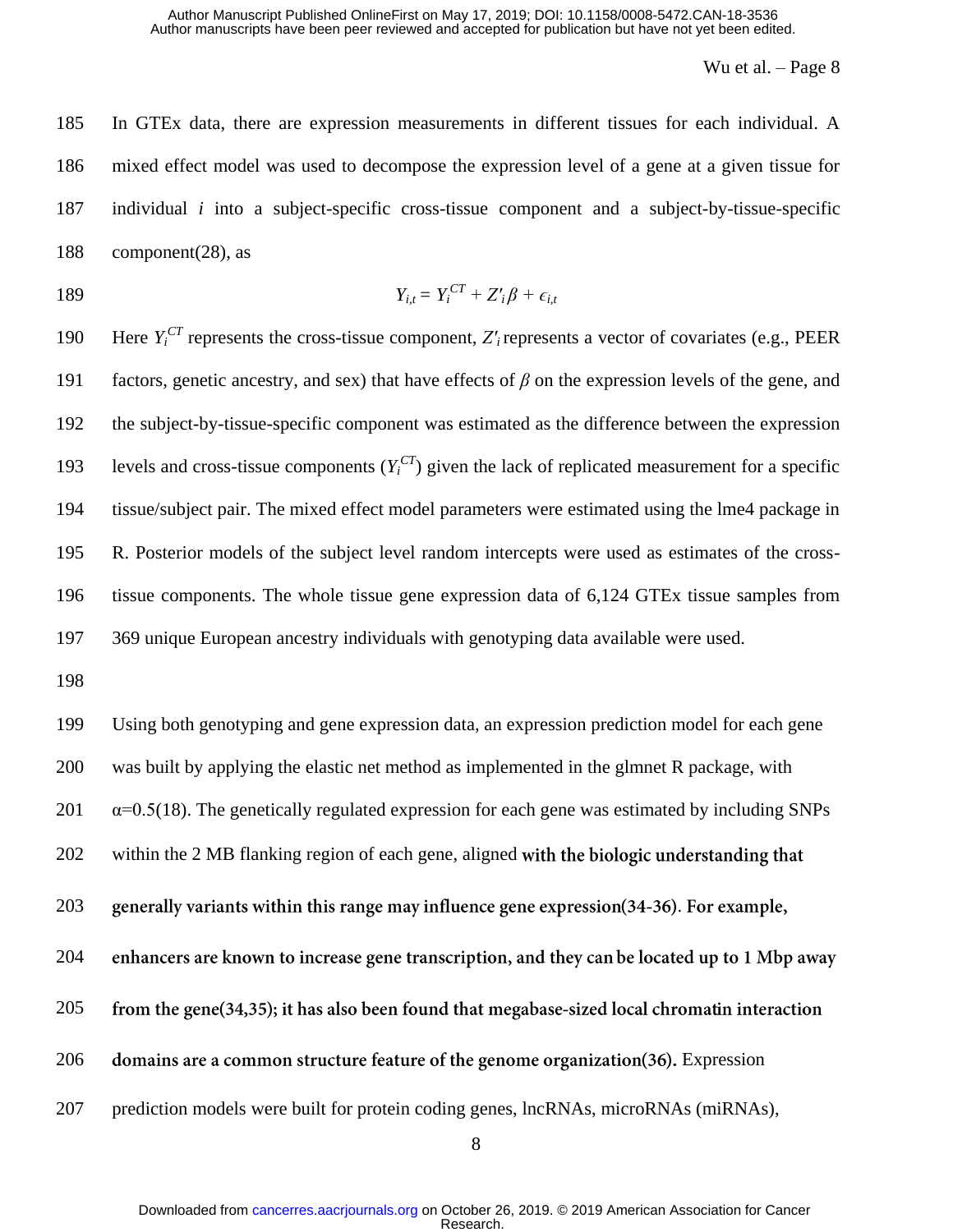In GTEx data, there are expression measurements in different tissues for each individual. A mixed effect model was used to decompose the expression level of a gene at a given tissue for individual $i$ into a subject-specific cross-tissue component and a subject-by-tissue-specific component(28), as

$$Y_{i,t} = Y_i^{CT} + Z'_i\beta + \epsilon_{i,t}$$

Here $Y_i^{CT}$ represents the cross-tissue component, $Z'_i$ represents a vector of covariates (e.g., PEER factors, genetic ancestry, and sex) that have effects of $\beta$ on the expression levels of the gene, and the subject-by-tissue-specific component was estimated as the difference between the expression levels and cross-tissue components ($Y_i^{CT}$) given the lack of replicated measurement for a specific tissue/subject pair. The mixed effect model parameters were estimated using the lme4 package in R. Posterior models of the subject level random intercepts were used as estimates of the cross-tissue components. The whole tissue gene expression data of 6,124 GTEx tissue samples from 369 unique European ancestry individuals with genotyping data available were used.

Using both genotyping and gene expression data, an expression prediction model for each gene was built by applying the elastic net method as implemented in the glmnet R package, with $\alpha$=0.5(18). The genetically regulated expression for each gene was estimated by including SNPs within the 2 MB flanking region of each gene, aligned **with the biologic understanding that generally variants within this range may influence gene expression(34-36). For example, enhancers are known to increase gene transcription, and they can be located up to 1 Mbp away from the gene(34,35); it has also been found that megabase-sized local chromatin interaction domains are a common structure feature of the genome organization(36).** Expression prediction models were built for protein coding genes, lncRNAs, microRNAs (miRNAs),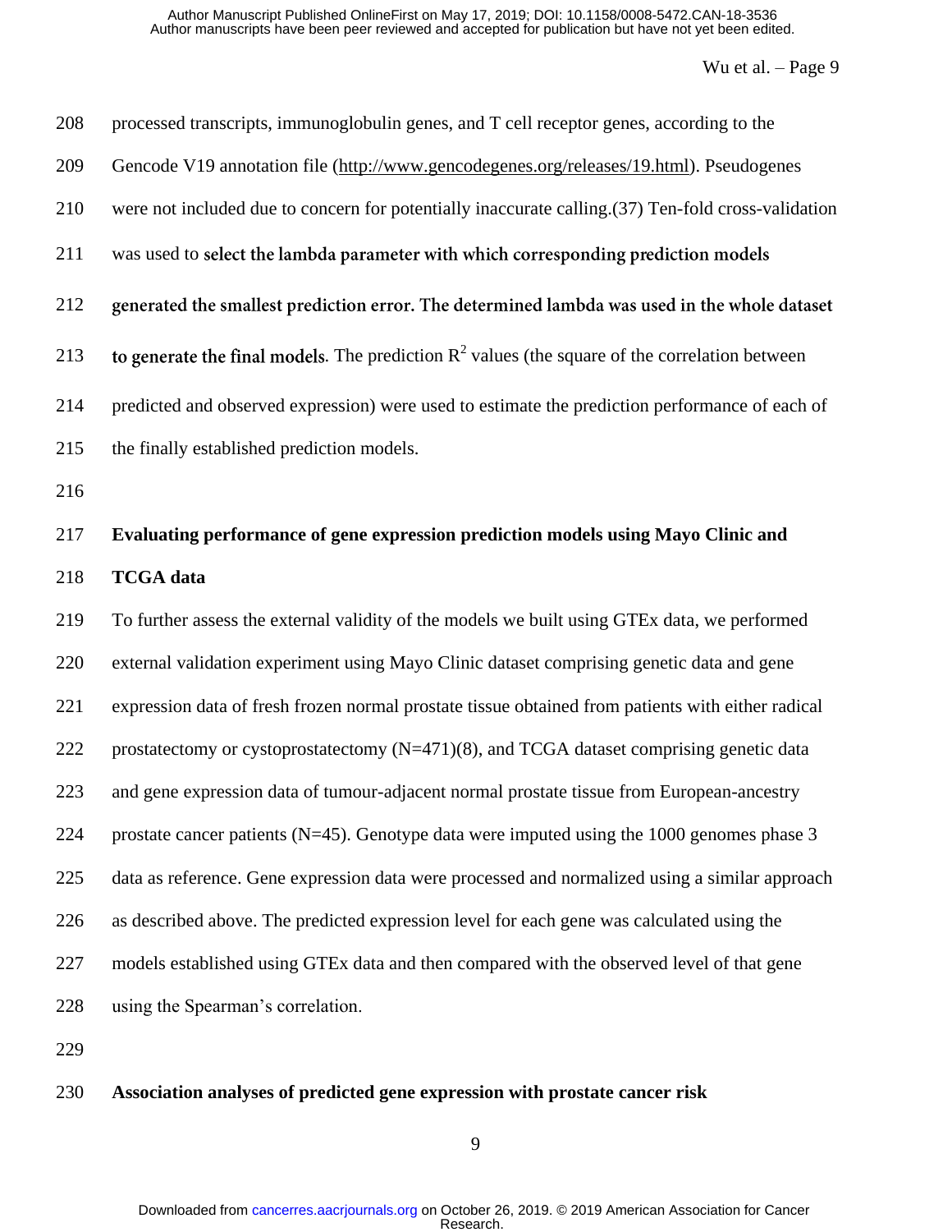processed transcripts, immunoglobulin genes, and T cell receptor genes, according to the Gencode V19 annotation file (http://www.gencodegenes.org/releases/19.html). Pseudogenes were not included due to concern for potentially inaccurate calling.(37) Ten-fold cross-validation was used to **select the lambda parameter with which corresponding prediction models generated the smallest prediction error. The determined lambda was used in the whole dataset to generate the final models**. The prediction $R^2$ values (the square of the correlation between predicted and observed expression) were used to estimate the prediction performance of each of the finally established prediction models.

**Evaluating performance of gene expression prediction models using Mayo Clinic and TCGA data**

To further assess the external validity of the models we built using GTEx data, we performed external validation experiment using Mayo Clinic dataset comprising genetic data and gene expression data of fresh frozen normal prostate tissue obtained from patients with either radical prostatectomy or cystoprostatectomy (N=471)(8), and TCGA dataset comprising genetic data and gene expression data of tumour-adjacent normal prostate tissue from European-ancestry prostate cancer patients (N=45). Genotype data were imputed using the 1000 genomes phase 3 data as reference. Gene expression data were processed and normalized using a similar approach as described above. The predicted expression level for each gene was calculated using the models established using GTEx data and then compared with the observed level of that gene using the Spearman's correlation.

**Association analyses of predicted gene expression with prostate cancer risk**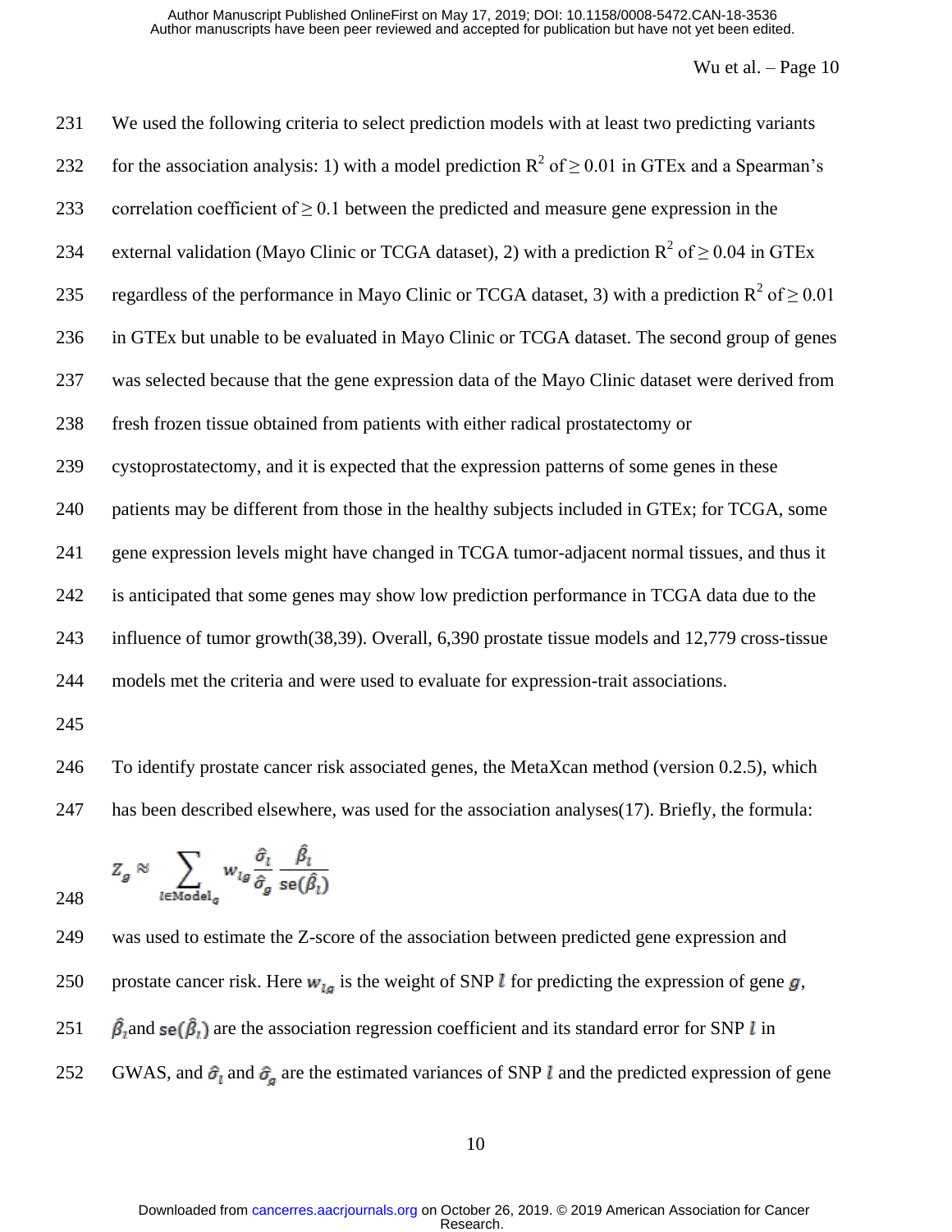We used the following criteria to select prediction models with at least two predicting variants for the association analysis: 1) with a model prediction $R^2$ of $\geq 0.01$ in GTEx and a Spearman's correlation coefficient of $\geq 0.1$ between the predicted and measure gene expression in the external validation (Mayo Clinic or TCGA dataset), 2) with a prediction $R^2$ of $\geq 0.04$ in GTEx regardless of the performance in Mayo Clinic or TCGA dataset, 3) with a prediction $R^2$ of $\geq 0.01$ in GTEx but unable to be evaluated in Mayo Clinic or TCGA dataset. The second group of genes was selected because that the gene expression data of the Mayo Clinic dataset were derived from fresh frozen tissue obtained from patients with either radical prostatectomy or cystoprostatectomy, and it is expected that the expression patterns of some genes in these patients may be different from those in the healthy subjects included in GTEx; for TCGA, some gene expression levels might have changed in TCGA tumor-adjacent normal tissues, and thus it is anticipated that some genes may show low prediction performance in TCGA data due to the influence of tumor growth(38,39). Overall, 6,390 prostate tissue models and 12,779 cross-tissue models met the criteria and were used to evaluate for expression-trait associations.

To identify prostate cancer risk associated genes, the MetaXcan method (version 0.2.5), which has been described elsewhere, was used for the association analyses(17). Briefly, the formula:

$$Z_g \approx \sum_{l \in \text{Model}_g} w_{lg} \frac{\hat{\sigma}_l}{\hat{\sigma}_g} \frac{\hat{\beta}_l}{\text{se}(\hat{\beta}_l)}$$

was used to estimate the Z-score of the association between predicted gene expression and prostate cancer risk. Here $w_{lg}$ is the weight of SNP $l$ for predicting the expression of gene $g$, $\hat{\beta}_l$ and $\text{se}(\hat{\beta}_l)$ are the association regression coefficient and its standard error for SNP $l$ in GWAS, and $\hat{\sigma}_l$ and $\hat{\sigma}_g$ are the estimated variances of SNP $l$ and the predicted expression of gene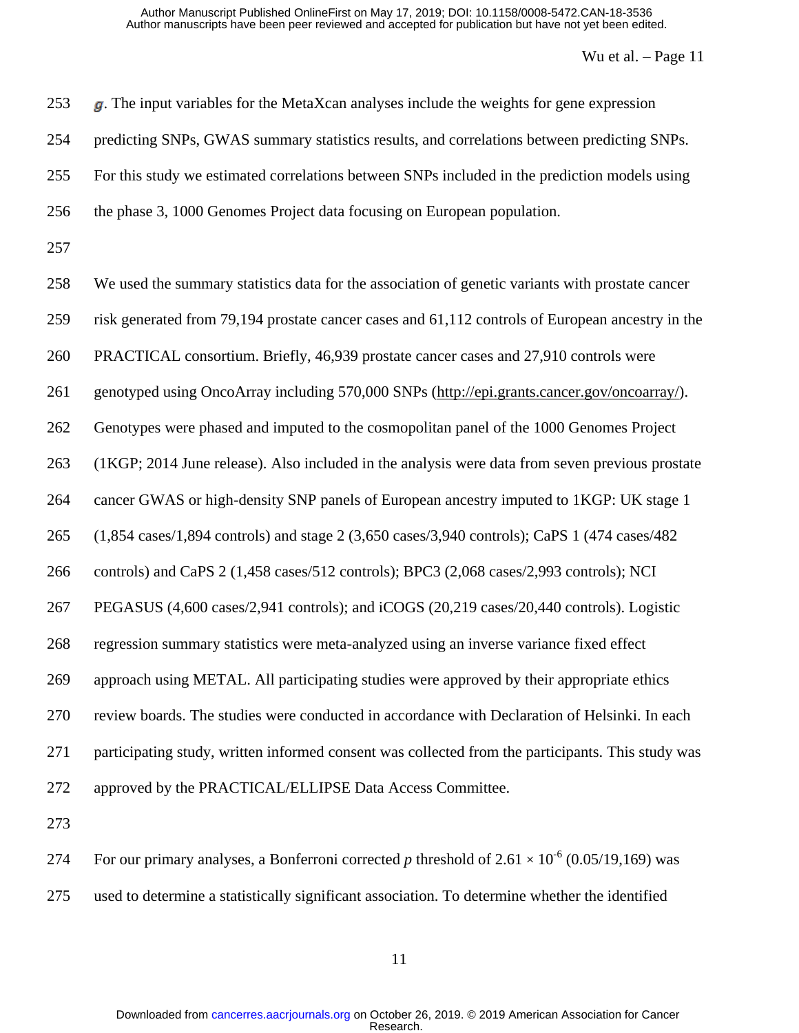$g$. The input variables for the MetaXcan analyses include the weights for gene expression predicting SNPs, GWAS summary statistics results, and correlations between predicting SNPs. For this study we estimated correlations between SNPs included in the prediction models using the phase 3, 1000 Genomes Project data focusing on European population.

We used the summary statistics data for the association of genetic variants with prostate cancer risk generated from 79,194 prostate cancer cases and 61,112 controls of European ancestry in the PRACTICAL consortium. Briefly, 46,939 prostate cancer cases and 27,910 controls were genotyped using OncoArray including 570,000 SNPs (http://epi.grants.cancer.gov/oncoarray/). Genotypes were phased and imputed to the cosmopolitan panel of the 1000 Genomes Project (1KGP; 2014 June release). Also included in the analysis were data from seven previous prostate cancer GWAS or high-density SNP panels of European ancestry imputed to 1KGP: UK stage 1 (1,854 cases/1,894 controls) and stage 2 (3,650 cases/3,940 controls); CaPS 1 (474 cases/482 controls) and CaPS 2 (1,458 cases/512 controls); BPC3 (2,068 cases/2,993 controls); NCI PEGASUS (4,600 cases/2,941 controls); and iCOGS (20,219 cases/20,440 controls). Logistic regression summary statistics were meta-analyzed using an inverse variance fixed effect approach using METAL. All participating studies were approved by their appropriate ethics review boards. The studies were conducted in accordance with Declaration of Helsinki. In each participating study, written informed consent was collected from the participants. This study was approved by the PRACTICAL/ELLIPSE Data Access Committee.

For our primary analyses, a Bonferroni corrected $p$ threshold of $2.61 \times 10^{-6}$ (0.05/19,169) was used to determine a statistically significant association. To determine whether the identified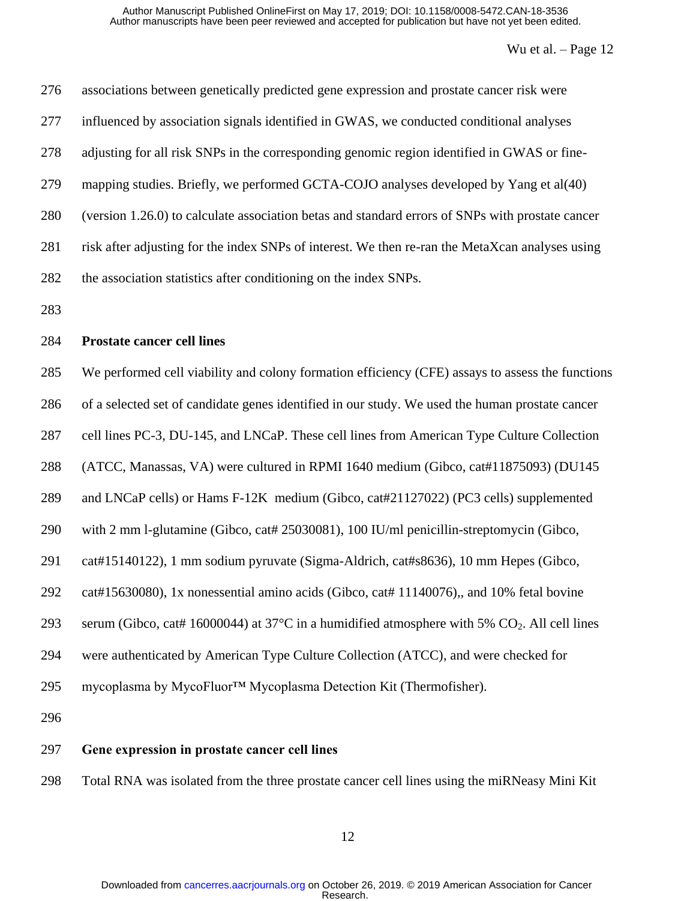associations between genetically predicted gene expression and prostate cancer risk were influenced by association signals identified in GWAS, we conducted conditional analyses adjusting for all risk SNPs in the corresponding genomic region identified in GWAS or fine-mapping studies. Briefly, we performed GCTA-COJO analyses developed by Yang et al(40) (version 1.26.0) to calculate association betas and standard errors of SNPs with prostate cancer risk after adjusting for the index SNPs of interest. We then re-ran the MetaXcan analyses using the association statistics after conditioning on the index SNPs.

**Prostate cancer cell lines**

We performed cell viability and colony formation efficiency (CFE) assays to assess the functions of a selected set of candidate genes identified in our study. We used the human prostate cancer cell lines PC-3, DU-145, and LNCaP. These cell lines from American Type Culture Collection (ATCC, Manassas, VA) were cultured in RPMI 1640 medium (Gibco, cat#11875093) (DU145 and LNCaP cells) or Hams F-12K medium (Gibco, cat#21127022) (PC3 cells) supplemented with 2 mm l-glutamine (Gibco, cat# 25030081), 100 IU/ml penicillin-streptomycin (Gibco, cat#15140122), 1 mm sodium pyruvate (Sigma-Aldrich, cat#s8636), 10 mm Hepes (Gibco, cat#15630080), 1x nonessential amino acids (Gibco, cat# 11140076),, and 10% fetal bovine serum (Gibco, cat# 16000044) at 37°C in a humidified atmosphere with 5% $CO_2$. All cell lines were authenticated by American Type Culture Collection (ATCC), and were checked for mycoplasma by MycoFluor™ Mycoplasma Detection Kit (Thermofisher).

**Gene expression in prostate cancer cell lines**

Total RNA was isolated from the three prostate cancer cell lines using the miRNeasy Mini Kit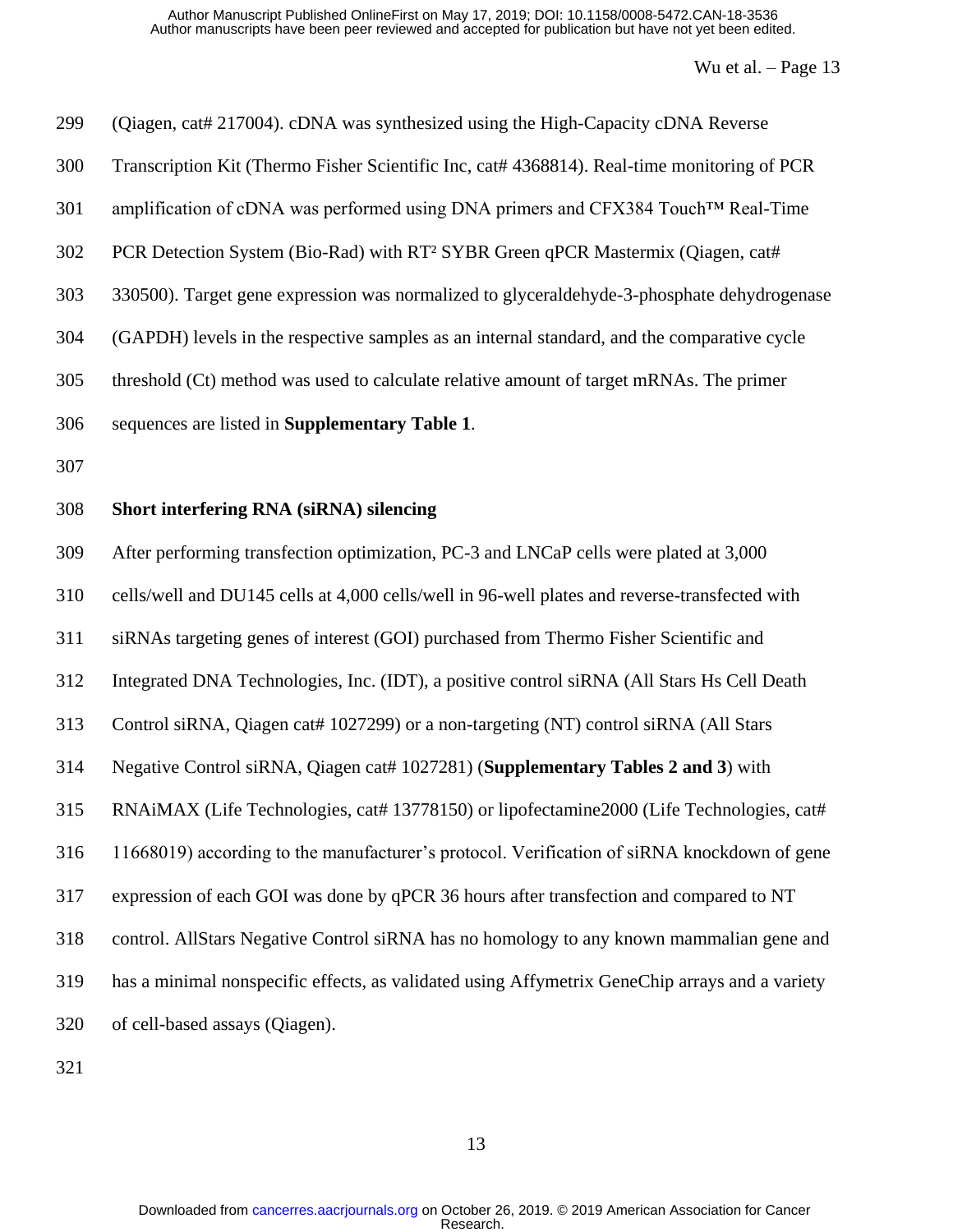(Qiagen, cat# 217004). cDNA was synthesized using the High-Capacity cDNA Reverse Transcription Kit (Thermo Fisher Scientific Inc, cat# 4368814). Real-time monitoring of PCR amplification of cDNA was performed using DNA primers and CFX384 Touch™ Real-Time PCR Detection System (Bio-Rad) with RT² SYBR Green qPCR Mastermix (Qiagen, cat# 330500). Target gene expression was normalized to glyceraldehyde-3-phosphate dehydrogenase (GAPDH) levels in the respective samples as an internal standard, and the comparative cycle threshold (Ct) method was used to calculate relative amount of target mRNAs. The primer sequences are listed in **Supplementary Table 1**.

**Short interfering RNA (siRNA) silencing**

After performing transfection optimization, PC-3 and LNCaP cells were plated at 3,000 cells/well and DU145 cells at 4,000 cells/well in 96-well plates and reverse-transfected with siRNAs targeting genes of interest (GOI) purchased from Thermo Fisher Scientific and Integrated DNA Technologies, Inc. (IDT), a positive control siRNA (All Stars Hs Cell Death Control siRNA, Qiagen cat# 1027299) or a non-targeting (NT) control siRNA (All Stars Negative Control siRNA, Qiagen cat# 1027281) (**Supplementary Tables 2 and 3**) with RNAiMAX (Life Technologies, cat# 13778150) or lipofectamine2000 (Life Technologies, cat# 11668019) according to the manufacturer's protocol. Verification of siRNA knockdown of gene expression of each GOI was done by qPCR 36 hours after transfection and compared to NT control. AllStars Negative Control siRNA has no homology to any known mammalian gene and has a minimal nonspecific effects, as validated using Affymetrix GeneChip arrays and a variety of cell-based assays (Qiagen).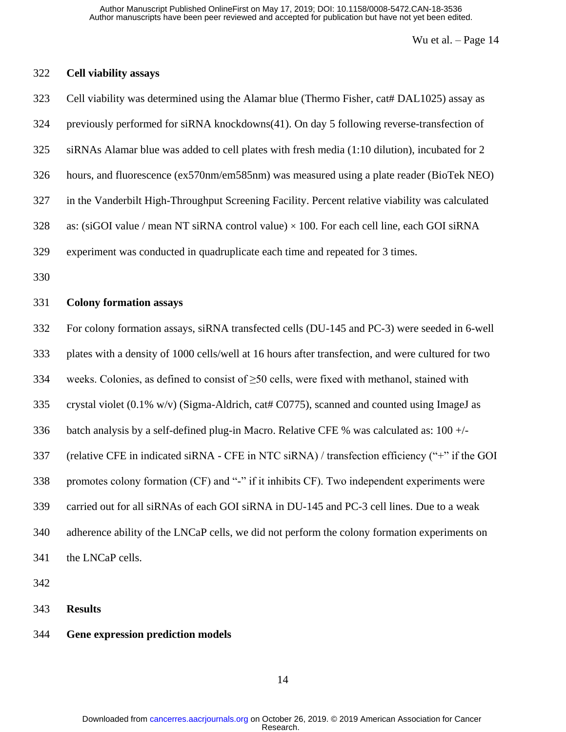**Cell viability assays**

Cell viability was determined using the Alamar blue (Thermo Fisher, cat# DAL1025) assay as previously performed for siRNA knockdowns(41). On day 5 following reverse-transfection of siRNAs Alamar blue was added to cell plates with fresh media (1:10 dilution), incubated for 2 hours, and fluorescence (ex570nm/em585nm) was measured using a plate reader (BioTek NEO) in the Vanderbilt High-Throughput Screening Facility. Percent relative viability was calculated as: (siGOI value / mean NT siRNA control value) × 100. For each cell line, each GOI siRNA experiment was conducted in quadruplicate each time and repeated for 3 times.

**Colony formation assays**

For colony formation assays, siRNA transfected cells (DU-145 and PC-3) were seeded in 6-well plates with a density of 1000 cells/well at 16 hours after transfection, and were cultured for two weeks. Colonies, as defined to consist of ≥50 cells, were fixed with methanol, stained with crystal violet (0.1% w/v) (Sigma-Aldrich, cat# C0775), scanned and counted using ImageJ as batch analysis by a self-defined plug-in Macro. Relative CFE % was calculated as: 100 +/- (relative CFE in indicated siRNA - CFE in NTC siRNA) / transfection efficiency ("+" if the GOI promotes colony formation (CF) and "-" if it inhibits CF). Two independent experiments were carried out for all siRNAs of each GOI siRNA in DU-145 and PC-3 cell lines. Due to a weak adherence ability of the LNCaP cells, we did not perform the colony formation experiments on the LNCaP cells.

## Results

**Gene expression prediction models**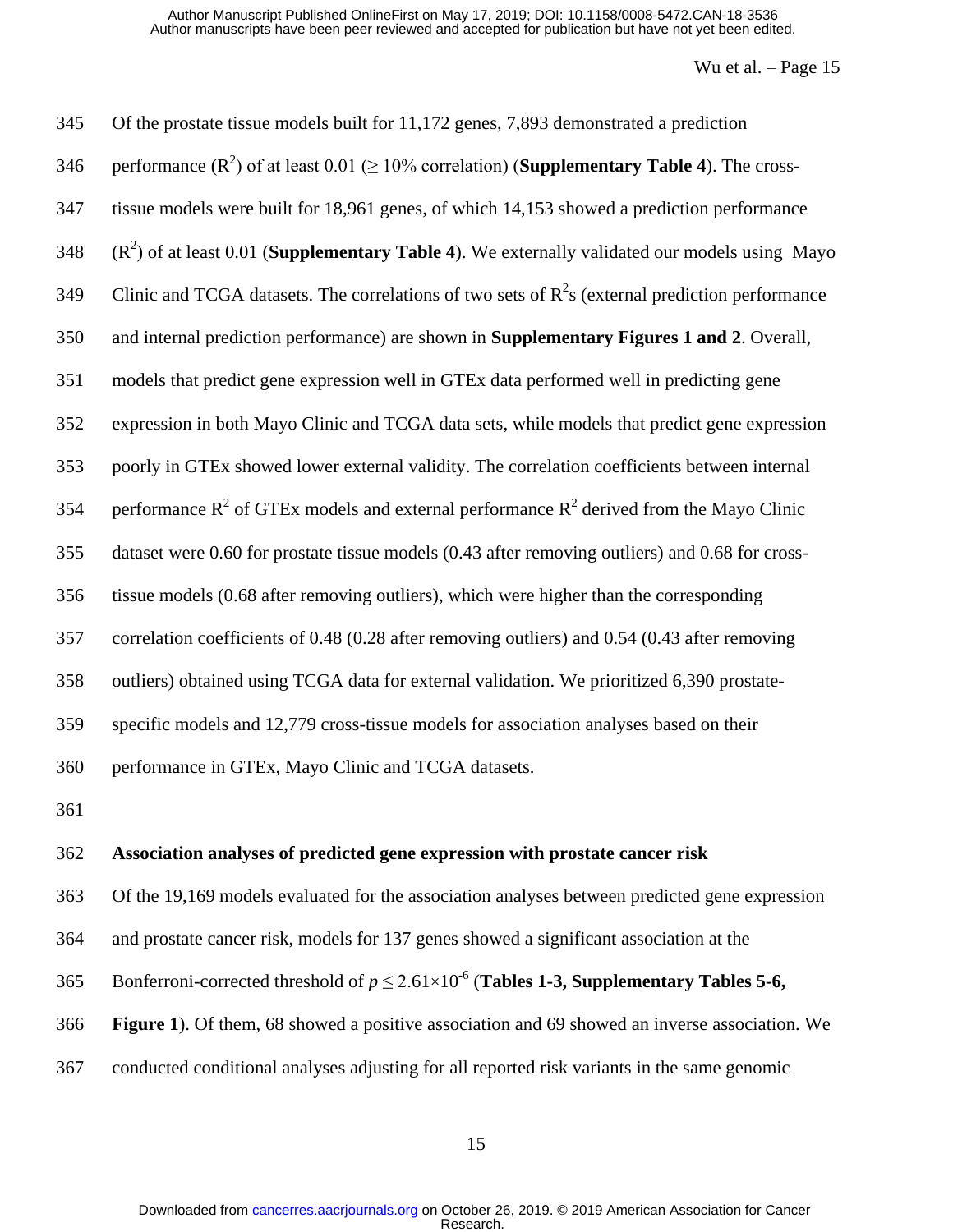Of the prostate tissue models built for 11,172 genes, 7,893 demonstrated a prediction performance ($R^2$) of at least 0.01 (≥ 10% correlation) (**Supplementary Table 4**). The cross-tissue models were built for 18,961 genes, of which 14,153 showed a prediction performance ($R^2$) of at least 0.01 (**Supplementary Table 4**). We externally validated our models using Mayo Clinic and TCGA datasets. The correlations of two sets of $R^2$s (external prediction performance and internal prediction performance) are shown in **Supplementary Figures 1 and 2**. Overall, models that predict gene expression well in GTEx data performed well in predicting gene expression in both Mayo Clinic and TCGA data sets, while models that predict gene expression poorly in GTEx showed lower external validity. The correlation coefficients between internal performance $R^2$ of GTEx models and external performance $R^2$ derived from the Mayo Clinic dataset were 0.60 for prostate tissue models (0.43 after removing outliers) and 0.68 for cross-tissue models (0.68 after removing outliers), which were higher than the corresponding correlation coefficients of 0.48 (0.28 after removing outliers) and 0.54 (0.43 after removing outliers) obtained using TCGA data for external validation. We prioritized 6,390 prostate-specific models and 12,779 cross-tissue models for association analyses based on their performance in GTEx, Mayo Clinic and TCGA datasets.

### Association analyses of predicted gene expression with prostate cancer risk

Of the 19,169 models evaluated for the association analyses between predicted gene expression and prostate cancer risk, models for 137 genes showed a significant association at the Bonferroni-corrected threshold of $p \leq 2.61\times10^{-6}$ (**Tables 1-3, Supplementary Tables 5-6, Figure 1**). Of them, 68 showed a positive association and 69 showed an inverse association. We conducted conditional analyses adjusting for all reported risk variants in the same genomic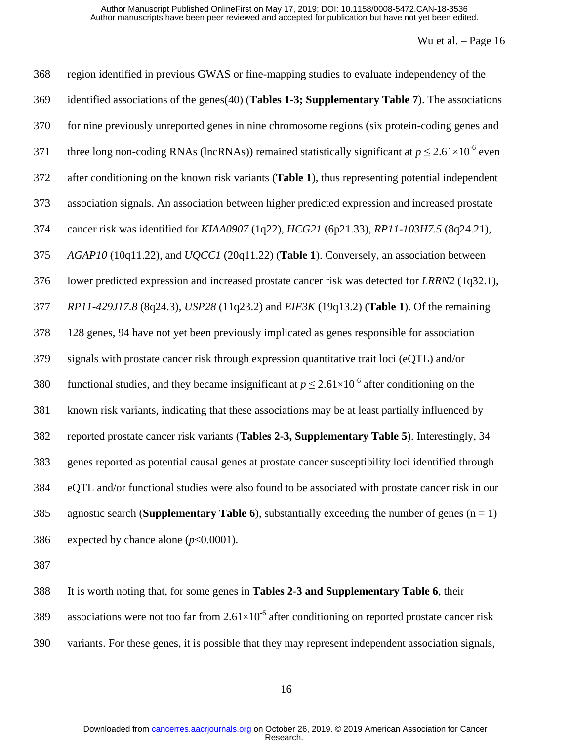region identified in previous GWAS or fine-mapping studies to evaluate independency of the identified associations of the genes(40) (**Tables 1-3; Supplementary Table 7**). The associations for nine previously unreported genes in nine chromosome regions (six protein-coding genes and three long non-coding RNAs (lncRNAs)) remained statistically significant at $p \leq 2.61 \times 10^{-6}$ even after conditioning on the known risk variants (**Table 1**), thus representing potential independent association signals. An association between higher predicted expression and increased prostate cancer risk was identified for *KIAA0907* (1q22), *HCG21* (6p21.33), *RP11-103H7.5* (8q24.21), *AGAP10* (10q11.22), and *UQCC1* (20q11.22) (**Table 1**). Conversely, an association between lower predicted expression and increased prostate cancer risk was detected for *LRRN2* (1q32.1), *RP11-429J17.8* (8q24.3), *USP28* (11q23.2) and *EIF3K* (19q13.2) (**Table 1**). Of the remaining 128 genes, 94 have not yet been previously implicated as genes responsible for association signals with prostate cancer risk through expression quantitative trait loci (eQTL) and/or functional studies, and they became insignificant at $p \leq 2.61 \times 10^{-6}$ after conditioning on the known risk variants, indicating that these associations may be at least partially influenced by reported prostate cancer risk variants (**Tables 2-3, Supplementary Table 5**). Interestingly, 34 genes reported as potential causal genes at prostate cancer susceptibility loci identified through eQTL and/or functional studies were also found to be associated with prostate cancer risk in our agnostic search (**Supplementary Table 6**), substantially exceeding the number of genes (n = 1) expected by chance alone ($p<0.0001$).

It is worth noting that, for some genes in **Tables 2-3 and Supplementary Table 6**, their associations were not too far from $2.61 \times 10^{-6}$ after conditioning on reported prostate cancer risk variants. For these genes, it is possible that they may represent independent association signals,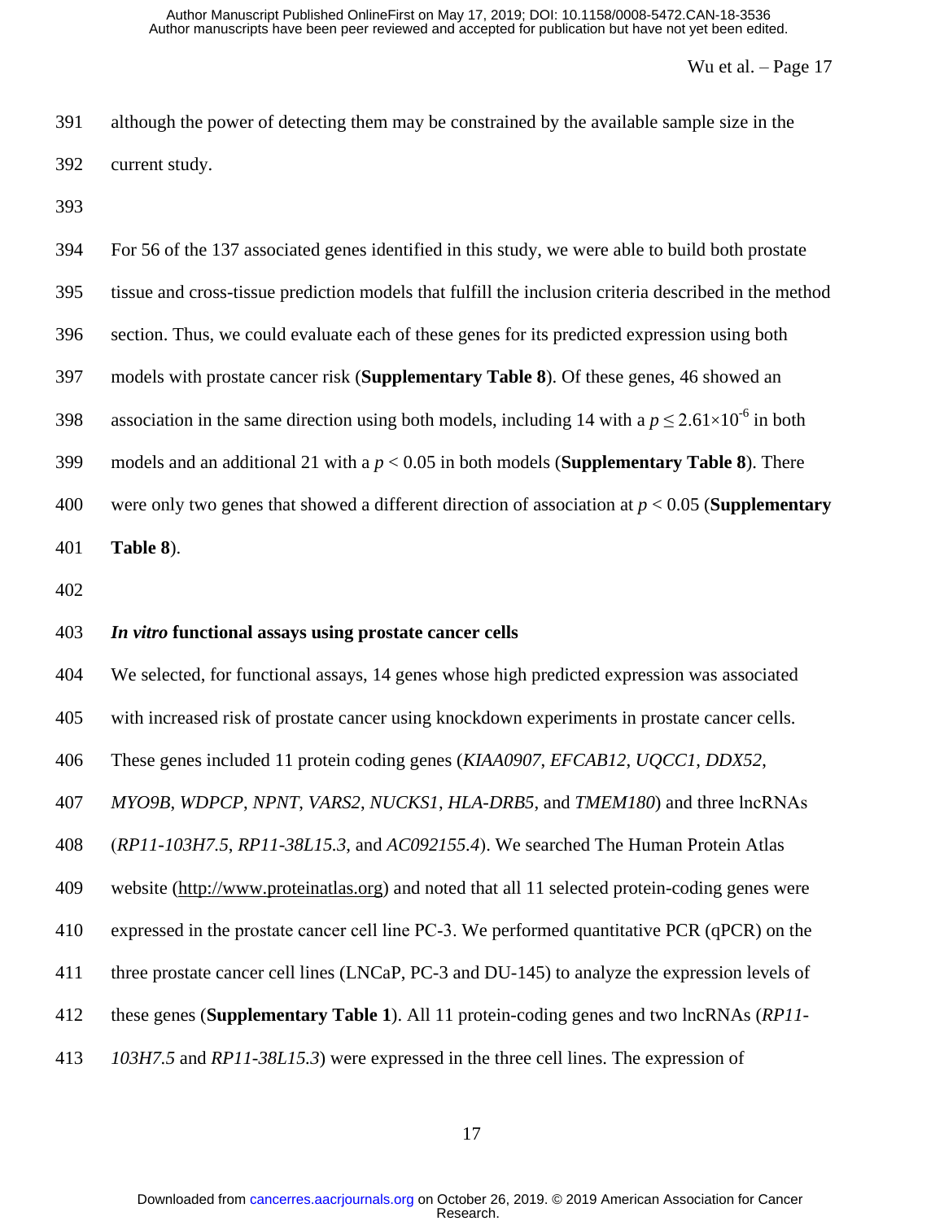although the power of detecting them may be constrained by the available sample size in the current study.

For 56 of the 137 associated genes identified in this study, we were able to build both prostate tissue and cross-tissue prediction models that fulfill the inclusion criteria described in the method section. Thus, we could evaluate each of these genes for its predicted expression using both models with prostate cancer risk (**Supplementary Table 8**). Of these genes, 46 showed an association in the same direction using both models, including 14 with a $p \leq 2.61 \times 10^{-6}$ in both models and an additional 21 with a $p < 0.05$ in both models (**Supplementary Table 8**). There were only two genes that showed a different direction of association at $p < 0.05$ (**Supplementary Table 8**).

### ***In vitro* functional assays using prostate cancer cells**

We selected, for functional assays, 14 genes whose high predicted expression was associated with increased risk of prostate cancer using knockdown experiments in prostate cancer cells. These genes included 11 protein coding genes (*KIAA0907*, *EFCAB12*, *UQCC1*, *DDX52*, *MYO9B*, *WDPCP*, *NPNT*, *VARS2*, *NUCKS1*, *HLA-DRB5*, and *TMEM180*) and three lncRNAs (*RP11-103H7.5*, *RP11-38L15.3*, and *AC092155.4*). We searched The Human Protein Atlas website (http://www.proteinatlas.org) and noted that all 11 selected protein-coding genes were expressed in the prostate cancer cell line PC-3. We performed quantitative PCR (qPCR) on the three prostate cancer cell lines (LNCaP, PC-3 and DU-145) to analyze the expression levels of these genes (**Supplementary Table 1**). All 11 protein-coding genes and two lncRNAs (*RP11-103H7.5* and *RP11-38L15.3*) were expressed in the three cell lines. The expression of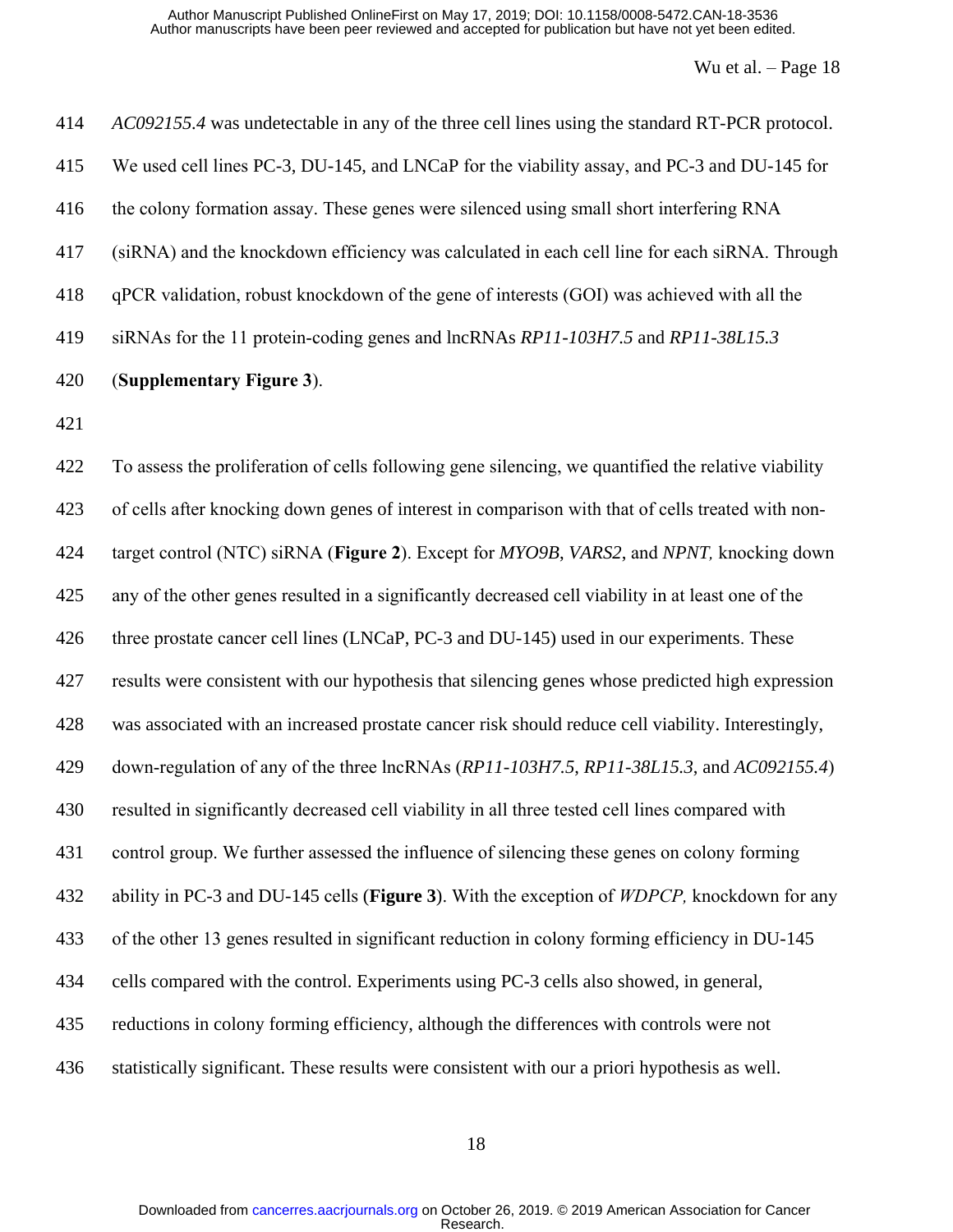*AC092155.4* was undetectable in any of the three cell lines using the standard RT-PCR protocol. We used cell lines PC-3, DU-145, and LNCaP for the viability assay, and PC-3 and DU-145 for the colony formation assay. These genes were silenced using small short interfering RNA (siRNA) and the knockdown efficiency was calculated in each cell line for each siRNA. Through qPCR validation, robust knockdown of the gene of interests (GOI) was achieved with all the siRNAs for the 11 protein-coding genes and lncRNAs *RP11-103H7.5* and *RP11-38L15.3* (**Supplementary Figure 3**).

To assess the proliferation of cells following gene silencing, we quantified the relative viability of cells after knocking down genes of interest in comparison with that of cells treated with non-target control (NTC) siRNA (**Figure 2**). Except for *MYO9B*, *VARS2*, and *NPNT,* knocking down any of the other genes resulted in a significantly decreased cell viability in at least one of the three prostate cancer cell lines (LNCaP, PC-3 and DU-145) used in our experiments. These results were consistent with our hypothesis that silencing genes whose predicted high expression was associated with an increased prostate cancer risk should reduce cell viability. Interestingly, down-regulation of any of the three lncRNAs (*RP11-103H7.5*, *RP11-38L15.3*, and *AC092155.4*) resulted in significantly decreased cell viability in all three tested cell lines compared with control group. We further assessed the influence of silencing these genes on colony forming ability in PC-3 and DU-145 cells (**Figure 3**). With the exception of *WDPCP,* knockdown for any of the other 13 genes resulted in significant reduction in colony forming efficiency in DU-145 cells compared with the control. Experiments using PC-3 cells also showed, in general, reductions in colony forming efficiency, although the differences with controls were not statistically significant. These results were consistent with our a priori hypothesis as well.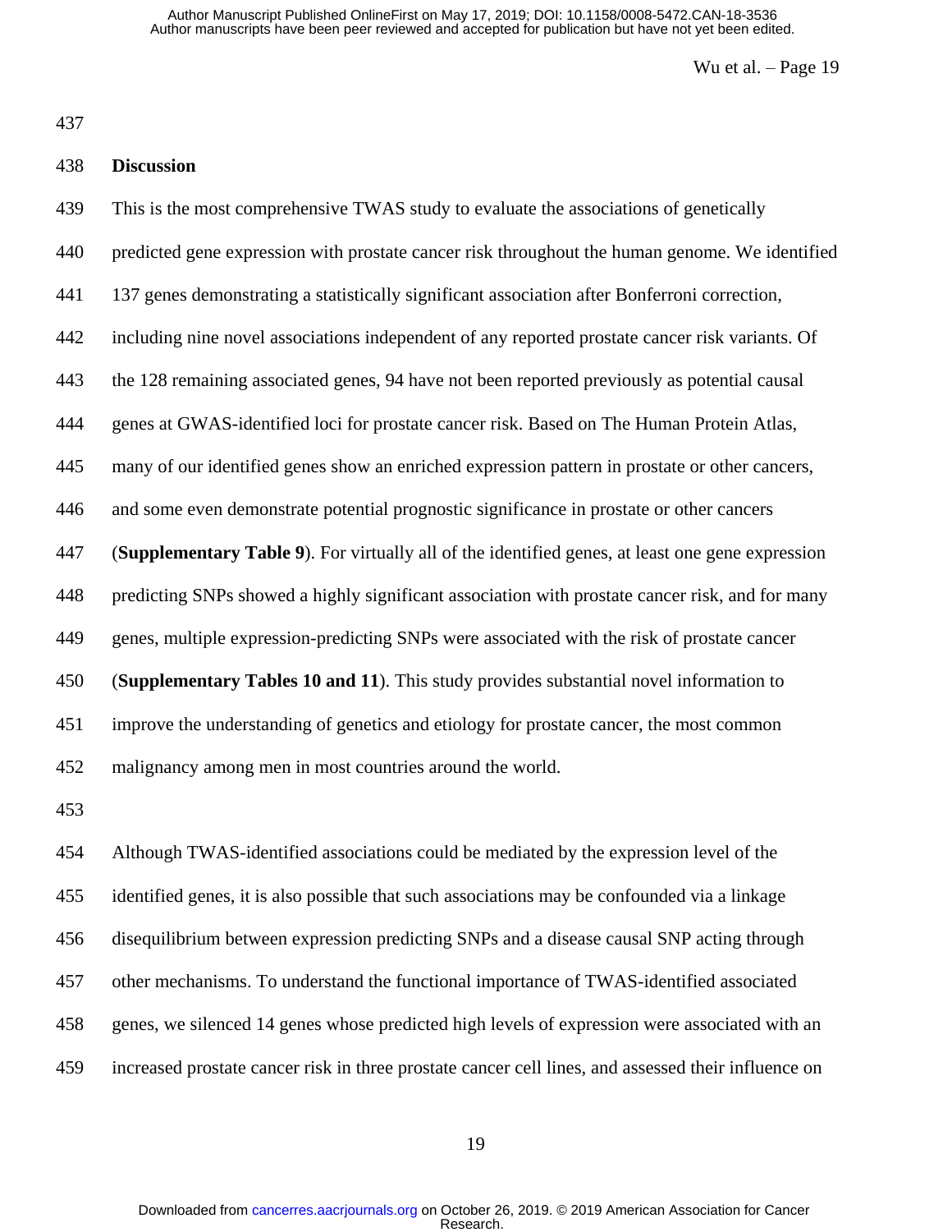## Discussion

This is the most comprehensive TWAS study to evaluate the associations of genetically predicted gene expression with prostate cancer risk throughout the human genome. We identified 137 genes demonstrating a statistically significant association after Bonferroni correction, including nine novel associations independent of any reported prostate cancer risk variants. Of the 128 remaining associated genes, 94 have not been reported previously as potential causal genes at GWAS-identified loci for prostate cancer risk. Based on The Human Protein Atlas, many of our identified genes show an enriched expression pattern in prostate or other cancers, and some even demonstrate potential prognostic significance in prostate or other cancers (**Supplementary Table 9**). For virtually all of the identified genes, at least one gene expression predicting SNPs showed a highly significant association with prostate cancer risk, and for many genes, multiple expression-predicting SNPs were associated with the risk of prostate cancer (**Supplementary Tables 10 and 11**). This study provides substantial novel information to improve the understanding of genetics and etiology for prostate cancer, the most common malignancy among men in most countries around the world.

Although TWAS-identified associations could be mediated by the expression level of the identified genes, it is also possible that such associations may be confounded via a linkage disequilibrium between expression predicting SNPs and a disease causal SNP acting through other mechanisms. To understand the functional importance of TWAS-identified associated genes, we silenced 14 genes whose predicted high levels of expression were associated with an increased prostate cancer risk in three prostate cancer cell lines, and assessed their influence on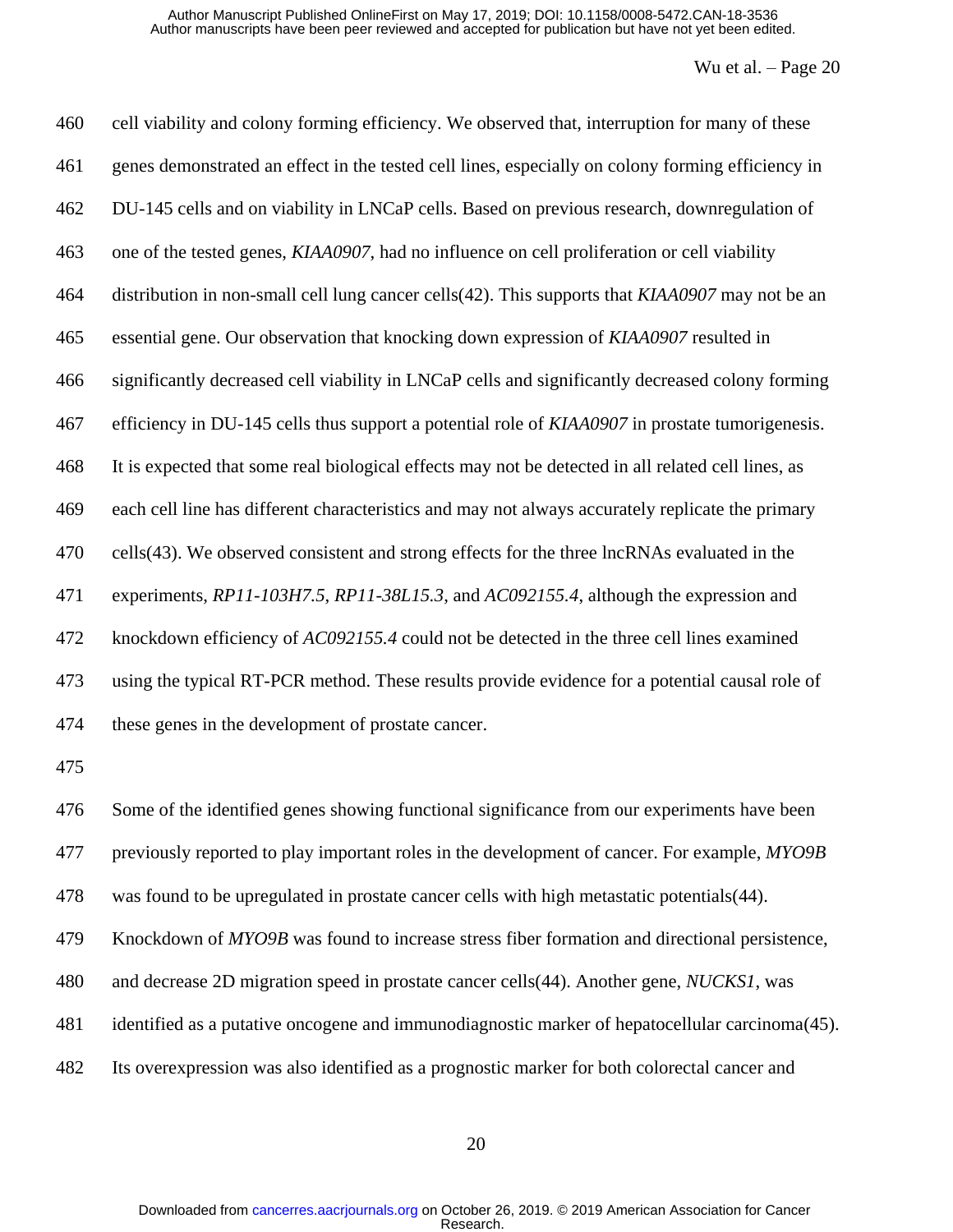cell viability and colony forming efficiency. We observed that, interruption for many of these genes demonstrated an effect in the tested cell lines, especially on colony forming efficiency in DU-145 cells and on viability in LNCaP cells. Based on previous research, downregulation of one of the tested genes, *KIAA0907*, had no influence on cell proliferation or cell viability distribution in non-small cell lung cancer cells(42). This supports that *KIAA0907* may not be an essential gene. Our observation that knocking down expression of *KIAA0907* resulted in significantly decreased cell viability in LNCaP cells and significantly decreased colony forming efficiency in DU-145 cells thus support a potential role of *KIAA0907* in prostate tumorigenesis. It is expected that some real biological effects may not be detected in all related cell lines, as each cell line has different characteristics and may not always accurately replicate the primary cells(43). We observed consistent and strong effects for the three lncRNAs evaluated in the experiments, *RP11-103H7.5*, *RP11-38L15.3*, and *AC092155.4*, although the expression and knockdown efficiency of *AC092155.4* could not be detected in the three cell lines examined using the typical RT-PCR method. These results provide evidence for a potential causal role of these genes in the development of prostate cancer.

Some of the identified genes showing functional significance from our experiments have been previously reported to play important roles in the development of cancer. For example, *MYO9B* was found to be upregulated in prostate cancer cells with high metastatic potentials(44). Knockdown of *MYO9B* was found to increase stress fiber formation and directional persistence, and decrease 2D migration speed in prostate cancer cells(44). Another gene, *NUCKS1*, was identified as a putative oncogene and immunodiagnostic marker of hepatocellular carcinoma(45). Its overexpression was also identified as a prognostic marker for both colorectal cancer and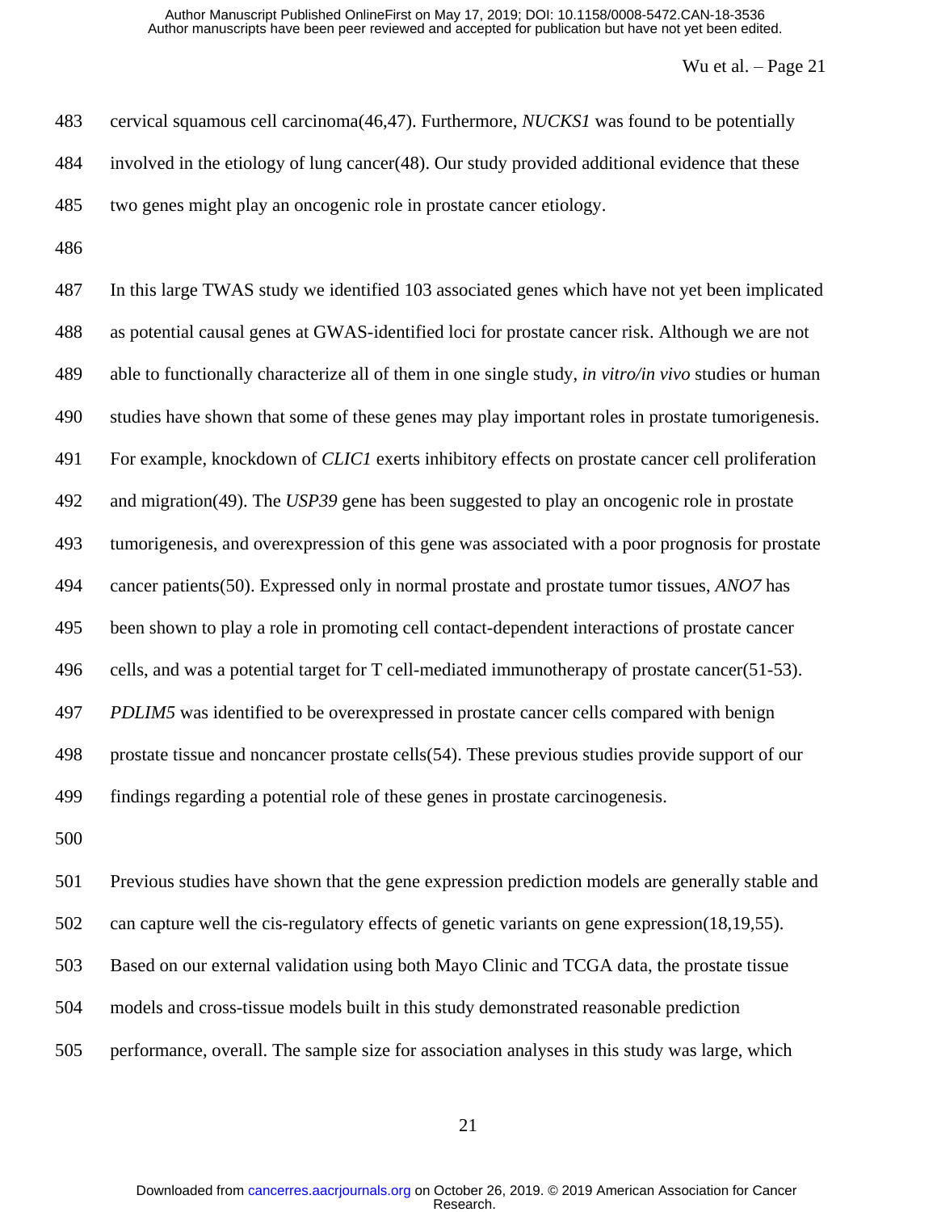cervical squamous cell carcinoma(46,47). Furthermore, *NUCKS1* was found to be potentially involved in the etiology of lung cancer(48). Our study provided additional evidence that these two genes might play an oncogenic role in prostate cancer etiology.

In this large TWAS study we identified 103 associated genes which have not yet been implicated as potential causal genes at GWAS-identified loci for prostate cancer risk. Although we are not able to functionally characterize all of them in one single study, *in vitro/in vivo* studies or human studies have shown that some of these genes may play important roles in prostate tumorigenesis. For example, knockdown of *CLIC1* exerts inhibitory effects on prostate cancer cell proliferation and migration(49). The *USP39* gene has been suggested to play an oncogenic role in prostate tumorigenesis, and overexpression of this gene was associated with a poor prognosis for prostate cancer patients(50). Expressed only in normal prostate and prostate tumor tissues, *ANO7* has been shown to play a role in promoting cell contact-dependent interactions of prostate cancer cells, and was a potential target for T cell-mediated immunotherapy of prostate cancer(51-53). *PDLIM5* was identified to be overexpressed in prostate cancer cells compared with benign prostate tissue and noncancer prostate cells(54). These previous studies provide support of our findings regarding a potential role of these genes in prostate carcinogenesis.

Previous studies have shown that the gene expression prediction models are generally stable and can capture well the cis-regulatory effects of genetic variants on gene expression(18,19,55). Based on our external validation using both Mayo Clinic and TCGA data, the prostate tissue models and cross-tissue models built in this study demonstrated reasonable prediction performance, overall. The sample size for association analyses in this study was large, which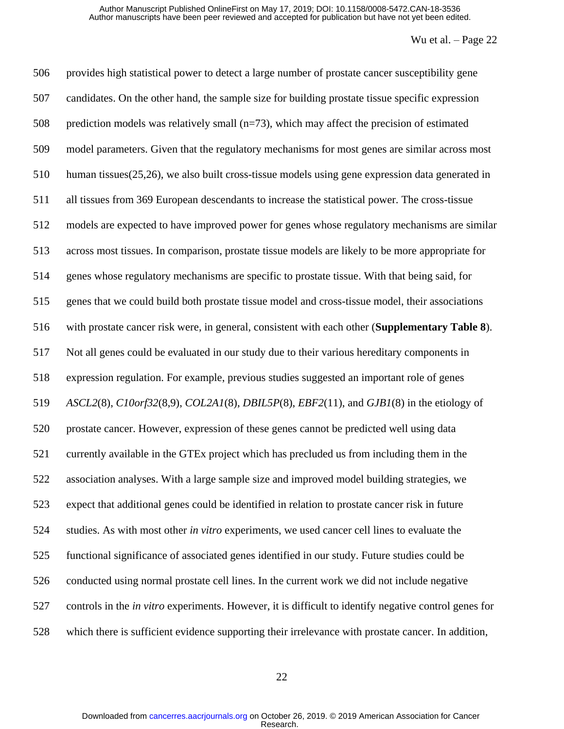provides high statistical power to detect a large number of prostate cancer susceptibility gene candidates. On the other hand, the sample size for building prostate tissue specific expression prediction models was relatively small (n=73), which may affect the precision of estimated model parameters. Given that the regulatory mechanisms for most genes are similar across most human tissues(25,26), we also built cross-tissue models using gene expression data generated in all tissues from 369 European descendants to increase the statistical power. The cross-tissue models are expected to have improved power for genes whose regulatory mechanisms are similar across most tissues. In comparison, prostate tissue models are likely to be more appropriate for genes whose regulatory mechanisms are specific to prostate tissue. With that being said, for genes that we could build both prostate tissue model and cross-tissue model, their associations with prostate cancer risk were, in general, consistent with each other (**Supplementary Table 8**). Not all genes could be evaluated in our study due to their various hereditary components in expression regulation. For example, previous studies suggested an important role of genes *ASCL2*(8), *C10orf32*(8,9), *COL2A1*(8), *DBIL5P*(8), *EBF2*(11), and *GJB1*(8) in the etiology of prostate cancer. However, expression of these genes cannot be predicted well using data currently available in the GTEx project which has precluded us from including them in the association analyses. With a large sample size and improved model building strategies, we expect that additional genes could be identified in relation to prostate cancer risk in future studies. As with most other *in vitro* experiments, we used cancer cell lines to evaluate the functional significance of associated genes identified in our study. Future studies could be conducted using normal prostate cell lines. In the current work we did not include negative controls in the *in vitro* experiments. However, it is difficult to identify negative control genes for which there is sufficient evidence supporting their irrelevance with prostate cancer. In addition,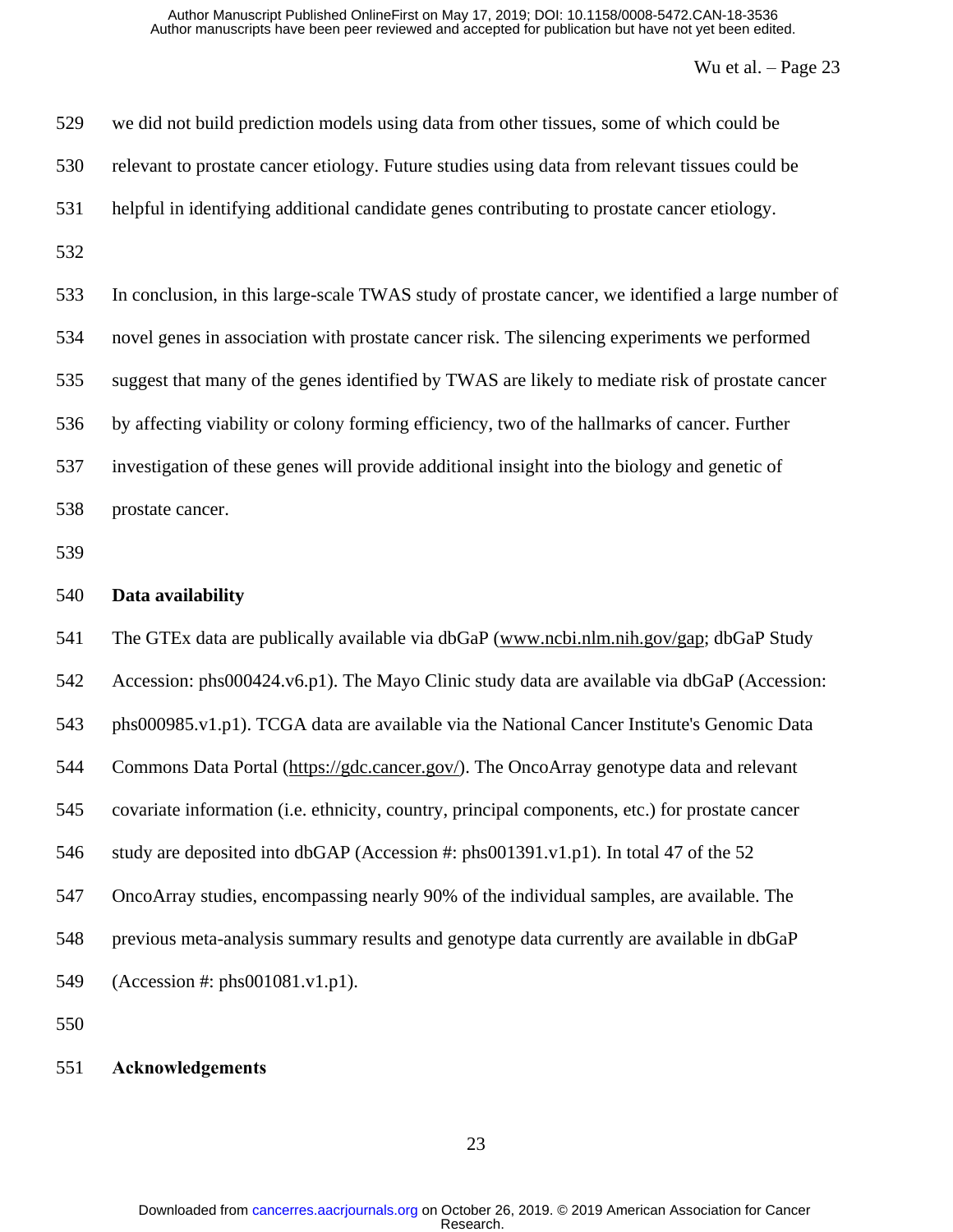we did not build prediction models using data from other tissues, some of which could be relevant to prostate cancer etiology. Future studies using data from relevant tissues could be helpful in identifying additional candidate genes contributing to prostate cancer etiology.

In conclusion, in this large-scale TWAS study of prostate cancer, we identified a large number of novel genes in association with prostate cancer risk. The silencing experiments we performed suggest that many of the genes identified by TWAS are likely to mediate risk of prostate cancer by affecting viability or colony forming efficiency, two of the hallmarks of cancer. Further investigation of these genes will provide additional insight into the biology and genetic of prostate cancer.

## Data availability

The GTEx data are publically available via dbGaP (www.ncbi.nlm.nih.gov/gap; dbGaP Study Accession: phs000424.v6.p1). The Mayo Clinic study data are available via dbGaP (Accession: phs000985.v1.p1). TCGA data are available via the National Cancer Institute's Genomic Data Commons Data Portal (https://gdc.cancer.gov/). The OncoArray genotype data and relevant covariate information (i.e. ethnicity, country, principal components, etc.) for prostate cancer study are deposited into dbGAP (Accession #: phs001391.v1.p1). In total 47 of the 52 OncoArray studies, encompassing nearly 90% of the individual samples, are available. The previous meta-analysis summary results and genotype data currently are available in dbGaP (Accession #: phs001081.v1.p1).

## Acknowledgements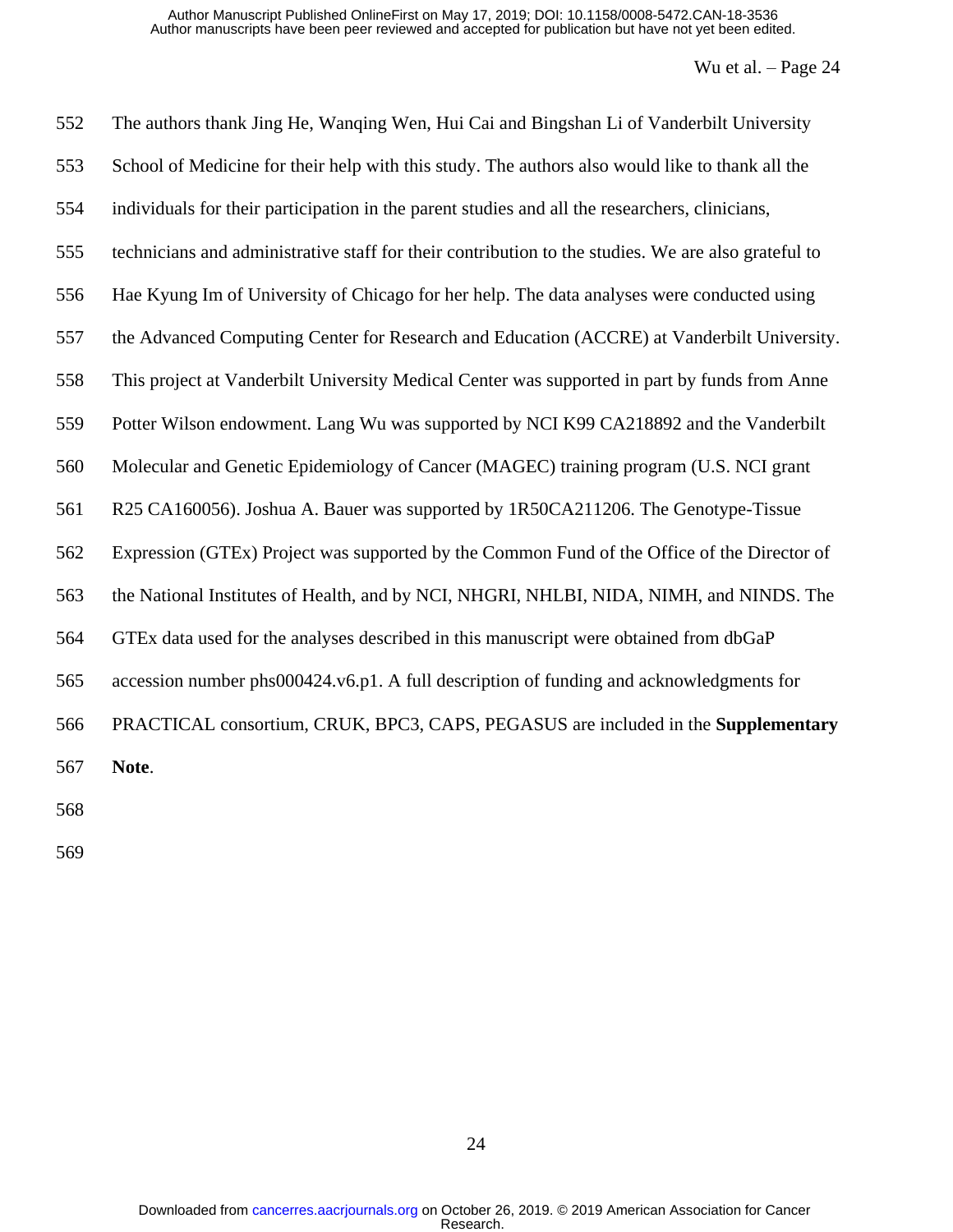The authors thank Jing He, Wanqing Wen, Hui Cai and Bingshan Li of Vanderbilt University School of Medicine for their help with this study. The authors also would like to thank all the individuals for their participation in the parent studies and all the researchers, clinicians, technicians and administrative staff for their contribution to the studies. We are also grateful to Hae Kyung Im of University of Chicago for her help. The data analyses were conducted using the Advanced Computing Center for Research and Education (ACCRE) at Vanderbilt University. This project at Vanderbilt University Medical Center was supported in part by funds from Anne Potter Wilson endowment. Lang Wu was supported by NCI K99 CA218892 and the Vanderbilt Molecular and Genetic Epidemiology of Cancer (MAGEC) training program (U.S. NCI grant R25 CA160056). Joshua A. Bauer was supported by 1R50CA211206. The Genotype-Tissue Expression (GTEx) Project was supported by the Common Fund of the Office of the Director of the National Institutes of Health, and by NCI, NHGRI, NHLBI, NIDA, NIMH, and NINDS. The GTEx data used for the analyses described in this manuscript were obtained from dbGaP accession number phs000424.v6.p1. A full description of funding and acknowledgments for PRACTICAL consortium, CRUK, BPC3, CAPS, PEGASUS are included in the **Supplementary Note**.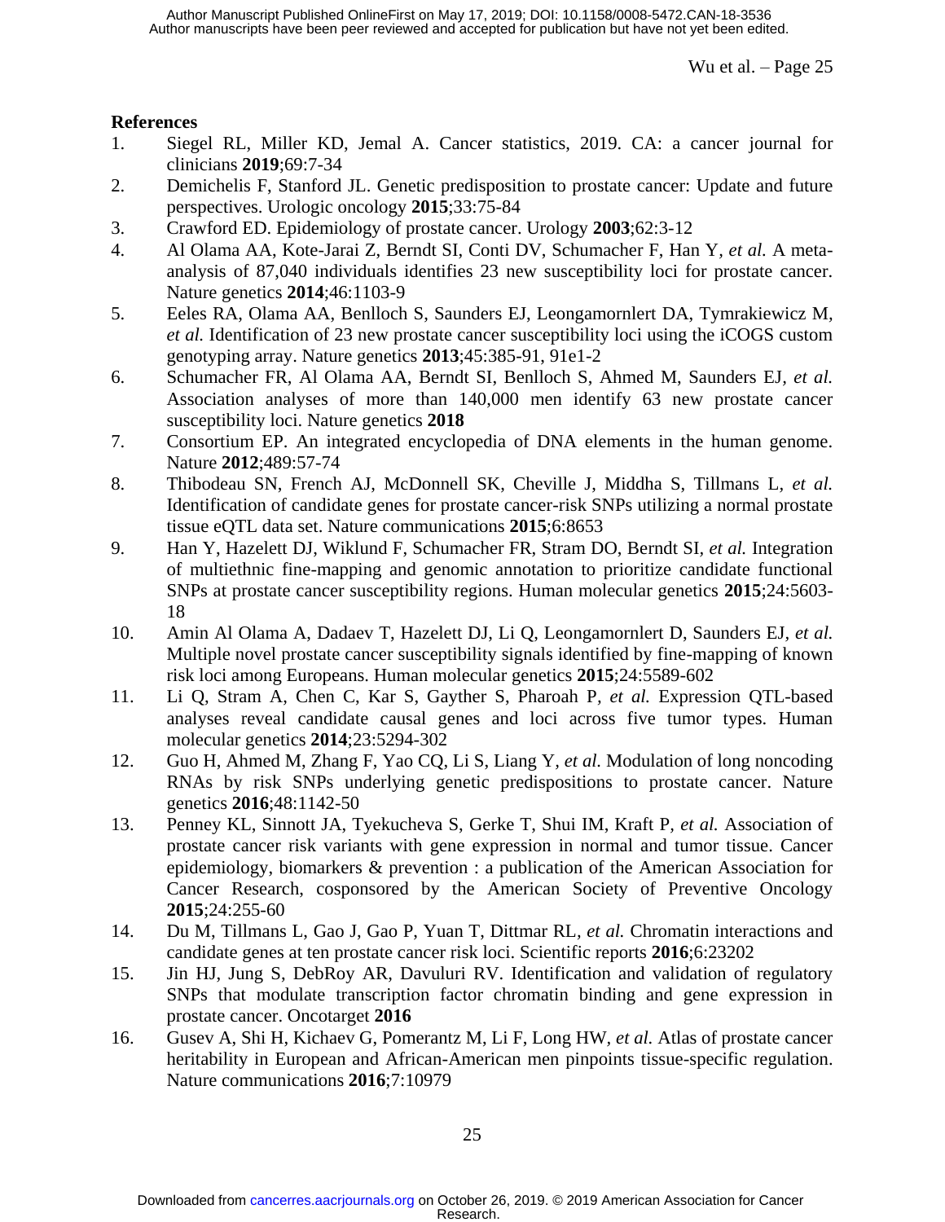## References

1. Siegel RL, Miller KD, Jemal A. Cancer statistics, 2019. CA: a cancer journal for clinicians **2019**;69:7-34
2. Demichelis F, Stanford JL. Genetic predisposition to prostate cancer: Update and future perspectives. Urologic oncology **2015**;33:75-84
3. Crawford ED. Epidemiology of prostate cancer. Urology **2003**;62:3-12
4. Al Olama AA, Kote-Jarai Z, Berndt SI, Conti DV, Schumacher F, Han Y, *et al.* A meta-analysis of 87,040 individuals identifies 23 new susceptibility loci for prostate cancer. Nature genetics **2014**;46:1103-9
5. Eeles RA, Olama AA, Benlloch S, Saunders EJ, Leongamornlert DA, Tymrakiewicz M, *et al.* Identification of 23 new prostate cancer susceptibility loci using the iCOGS custom genotyping array. Nature genetics **2013**;45:385-91, 91e1-2
6. Schumacher FR, Al Olama AA, Berndt SI, Benlloch S, Ahmed M, Saunders EJ, *et al.* Association analyses of more than 140,000 men identify 63 new prostate cancer susceptibility loci. Nature genetics **2018**
7. Consortium EP. An integrated encyclopedia of DNA elements in the human genome. Nature **2012**;489:57-74
8. Thibodeau SN, French AJ, McDonnell SK, Cheville J, Middha S, Tillmans L, *et al.* Identification of candidate genes for prostate cancer-risk SNPs utilizing a normal prostate tissue eQTL data set. Nature communications **2015**;6:8653
9. Han Y, Hazelett DJ, Wiklund F, Schumacher FR, Stram DO, Berndt SI, *et al.* Integration of multiethnic fine-mapping and genomic annotation to prioritize candidate functional SNPs at prostate cancer susceptibility regions. Human molecular genetics **2015**;24:5603-18
10. Amin Al Olama A, Dadaev T, Hazelett DJ, Li Q, Leongamornlert D, Saunders EJ, *et al.* Multiple novel prostate cancer susceptibility signals identified by fine-mapping of known risk loci among Europeans. Human molecular genetics **2015**;24:5589-602
11. Li Q, Stram A, Chen C, Kar S, Gayther S, Pharoah P, *et al.* Expression QTL-based analyses reveal candidate causal genes and loci across five tumor types. Human molecular genetics **2014**;23:5294-302
12. Guo H, Ahmed M, Zhang F, Yao CQ, Li S, Liang Y, *et al.* Modulation of long noncoding RNAs by risk SNPs underlying genetic predispositions to prostate cancer. Nature genetics **2016**;48:1142-50
13. Penney KL, Sinnott JA, Tyekucheva S, Gerke T, Shui IM, Kraft P, *et al.* Association of prostate cancer risk variants with gene expression in normal and tumor tissue. Cancer epidemiology, biomarkers & prevention : a publication of the American Association for Cancer Research, cosponsored by the American Society of Preventive Oncology **2015**;24:255-60
14. Du M, Tillmans L, Gao J, Gao P, Yuan T, Dittmar RL, *et al.* Chromatin interactions and candidate genes at ten prostate cancer risk loci. Scientific reports **2016**;6:23202
15. Jin HJ, Jung S, DebRoy AR, Davuluri RV. Identification and validation of regulatory SNPs that modulate transcription factor chromatin binding and gene expression in prostate cancer. Oncotarget **2016**
16. Gusev A, Shi H, Kichaev G, Pomerantz M, Li F, Long HW, *et al.* Atlas of prostate cancer heritability in European and African-American men pinpoints tissue-specific regulation. Nature communications **2016**;7:10979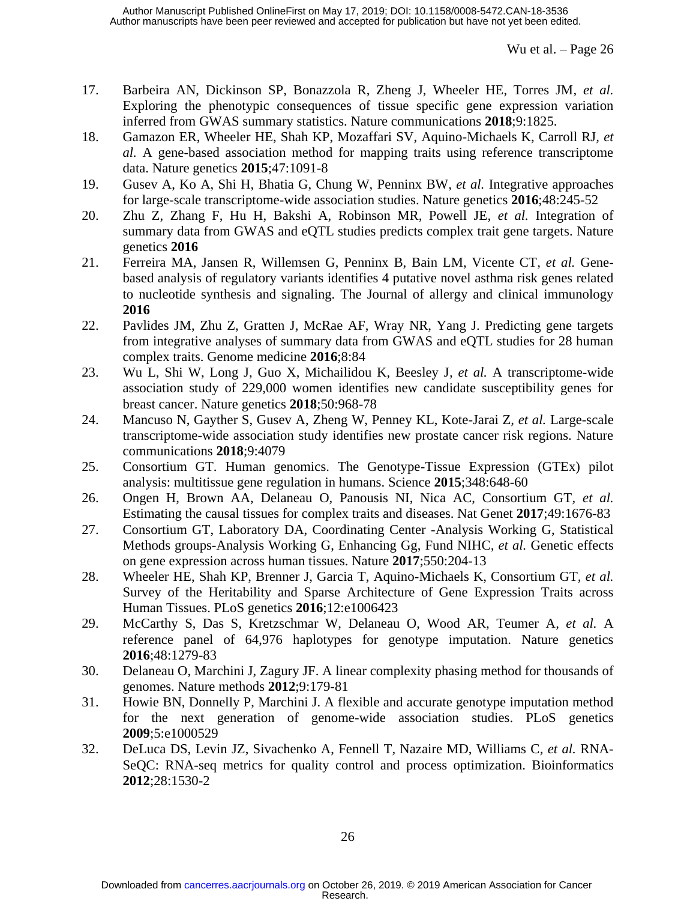17. Barbeira AN, Dickinson SP, Bonazzola R, Zheng J, Wheeler HE, Torres JM, *et al.* Exploring the phenotypic consequences of tissue specific gene expression variation inferred from GWAS summary statistics. Nature communications **2018**;9:1825.
18. Gamazon ER, Wheeler HE, Shah KP, Mozaffari SV, Aquino-Michaels K, Carroll RJ, *et al.* A gene-based association method for mapping traits using reference transcriptome data. Nature genetics **2015**;47:1091-8
19. Gusev A, Ko A, Shi H, Bhatia G, Chung W, Penninx BW, *et al.* Integrative approaches for large-scale transcriptome-wide association studies. Nature genetics **2016**;48:245-52
20. Zhu Z, Zhang F, Hu H, Bakshi A, Robinson MR, Powell JE, *et al.* Integration of summary data from GWAS and eQTL studies predicts complex trait gene targets. Nature genetics **2016**
21. Ferreira MA, Jansen R, Willemsen G, Penninx B, Bain LM, Vicente CT, *et al.* Gene-based analysis of regulatory variants identifies 4 putative novel asthma risk genes related to nucleotide synthesis and signaling. The Journal of allergy and clinical immunology **2016**
22. Pavlides JM, Zhu Z, Gratten J, McRae AF, Wray NR, Yang J. Predicting gene targets from integrative analyses of summary data from GWAS and eQTL studies for 28 human complex traits. Genome medicine **2016**;8:84
23. Wu L, Shi W, Long J, Guo X, Michailidou K, Beesley J, *et al.* A transcriptome-wide association study of 229,000 women identifies new candidate susceptibility genes for breast cancer. Nature genetics **2018**;50:968-78
24. Mancuso N, Gayther S, Gusev A, Zheng W, Penney KL, Kote-Jarai Z, *et al.* Large-scale transcriptome-wide association study identifies new prostate cancer risk regions. Nature communications **2018**;9:4079
25. Consortium GT. Human genomics. The Genotype-Tissue Expression (GTEx) pilot analysis: multitissue gene regulation in humans. Science **2015**;348:648-60
26. Ongen H, Brown AA, Delaneau O, Panousis NI, Nica AC, Consortium GT, *et al.* Estimating the causal tissues for complex traits and diseases. Nat Genet **2017**;49:1676-83
27. Consortium GT, Laboratory DA, Coordinating Center -Analysis Working G, Statistical Methods groups-Analysis Working G, Enhancing Gg, Fund NIHC, *et al.* Genetic effects on gene expression across human tissues. Nature **2017**;550:204-13
28. Wheeler HE, Shah KP, Brenner J, Garcia T, Aquino-Michaels K, Consortium GT, *et al.* Survey of the Heritability and Sparse Architecture of Gene Expression Traits across Human Tissues. PLoS genetics **2016**;12:e1006423
29. McCarthy S, Das S, Kretzschmar W, Delaneau O, Wood AR, Teumer A, *et al.* A reference panel of 64,976 haplotypes for genotype imputation. Nature genetics **2016**;48:1279-83
30. Delaneau O, Marchini J, Zagury JF. A linear complexity phasing method for thousands of genomes. Nature methods **2012**;9:179-81
31. Howie BN, Donnelly P, Marchini J. A flexible and accurate genotype imputation method for the next generation of genome-wide association studies. PLoS genetics **2009**;5:e1000529
32. DeLuca DS, Levin JZ, Sivachenko A, Fennell T, Nazaire MD, Williams C, *et al.* RNA-SeQC: RNA-seq metrics for quality control and process optimization. Bioinformatics **2012**;28:1530-2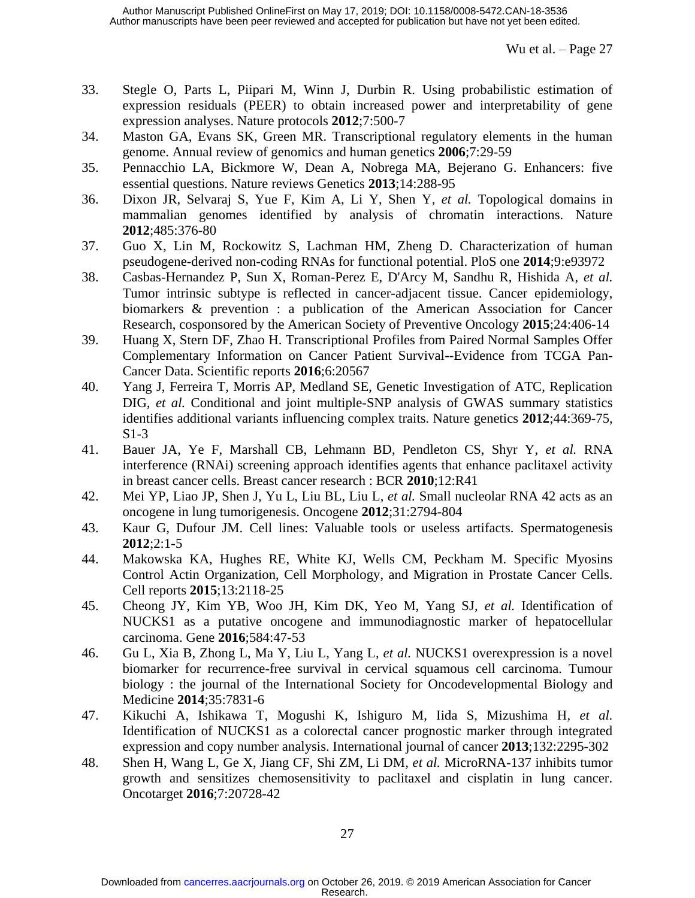33. Stegle O, Parts L, Piipari M, Winn J, Durbin R. Using probabilistic estimation of expression residuals (PEER) to obtain increased power and interpretability of gene expression analyses. Nature protocols **2012**;7:500-7
34. Maston GA, Evans SK, Green MR. Transcriptional regulatory elements in the human genome. Annual review of genomics and human genetics **2006**;7:29-59
35. Pennacchio LA, Bickmore W, Dean A, Nobrega MA, Bejerano G. Enhancers: five essential questions. Nature reviews Genetics **2013**;14:288-95
36. Dixon JR, Selvaraj S, Yue F, Kim A, Li Y, Shen Y*, et al.* Topological domains in mammalian genomes identified by analysis of chromatin interactions. Nature **2012**;485:376-80
37. Guo X, Lin M, Rockowitz S, Lachman HM, Zheng D. Characterization of human pseudogene-derived non-coding RNAs for functional potential. PloS one **2014**;9:e93972
38. Casbas-Hernandez P, Sun X, Roman-Perez E, D'Arcy M, Sandhu R, Hishida A*, et al.* Tumor intrinsic subtype is reflected in cancer-adjacent tissue. Cancer epidemiology, biomarkers & prevention : a publication of the American Association for Cancer Research, cosponsored by the American Society of Preventive Oncology **2015**;24:406-14
39. Huang X, Stern DF, Zhao H. Transcriptional Profiles from Paired Normal Samples Offer Complementary Information on Cancer Patient Survival--Evidence from TCGA Pan-Cancer Data. Scientific reports **2016**;6:20567
40. Yang J, Ferreira T, Morris AP, Medland SE, Genetic Investigation of ATC, Replication DIG*, et al.* Conditional and joint multiple-SNP analysis of GWAS summary statistics identifies additional variants influencing complex traits. Nature genetics **2012**;44:369-75, S1-3
41. Bauer JA, Ye F, Marshall CB, Lehmann BD, Pendleton CS, Shyr Y*, et al.* RNA interference (RNAi) screening approach identifies agents that enhance paclitaxel activity in breast cancer cells. Breast cancer research : BCR **2010**;12:R41
42. Mei YP, Liao JP, Shen J, Yu L, Liu BL, Liu L*, et al.* Small nucleolar RNA 42 acts as an oncogene in lung tumorigenesis. Oncogene **2012**;31:2794-804
43. Kaur G, Dufour JM. Cell lines: Valuable tools or useless artifacts. Spermatogenesis **2012**;2:1-5
44. Makowska KA, Hughes RE, White KJ, Wells CM, Peckham M. Specific Myosins Control Actin Organization, Cell Morphology, and Migration in Prostate Cancer Cells. Cell reports **2015**;13:2118-25
45. Cheong JY, Kim YB, Woo JH, Kim DK, Yeo M, Yang SJ*, et al.* Identification of NUCKS1 as a putative oncogene and immunodiagnostic marker of hepatocellular carcinoma. Gene **2016**;584:47-53
46. Gu L, Xia B, Zhong L, Ma Y, Liu L, Yang L*, et al.* NUCKS1 overexpression is a novel biomarker for recurrence-free survival in cervical squamous cell carcinoma. Tumour biology : the journal of the International Society for Oncodevelopmental Biology and Medicine **2014**;35:7831-6
47. Kikuchi A, Ishikawa T, Mogushi K, Ishiguro M, Iida S, Mizushima H*, et al.* Identification of NUCKS1 as a colorectal cancer prognostic marker through integrated expression and copy number analysis. International journal of cancer **2013**;132:2295-302
48. Shen H, Wang L, Ge X, Jiang CF, Shi ZM, Li DM*, et al.* MicroRNA-137 inhibits tumor growth and sensitizes chemosensitivity to paclitaxel and cisplatin in lung cancer. Oncotarget **2016**;7:20728-42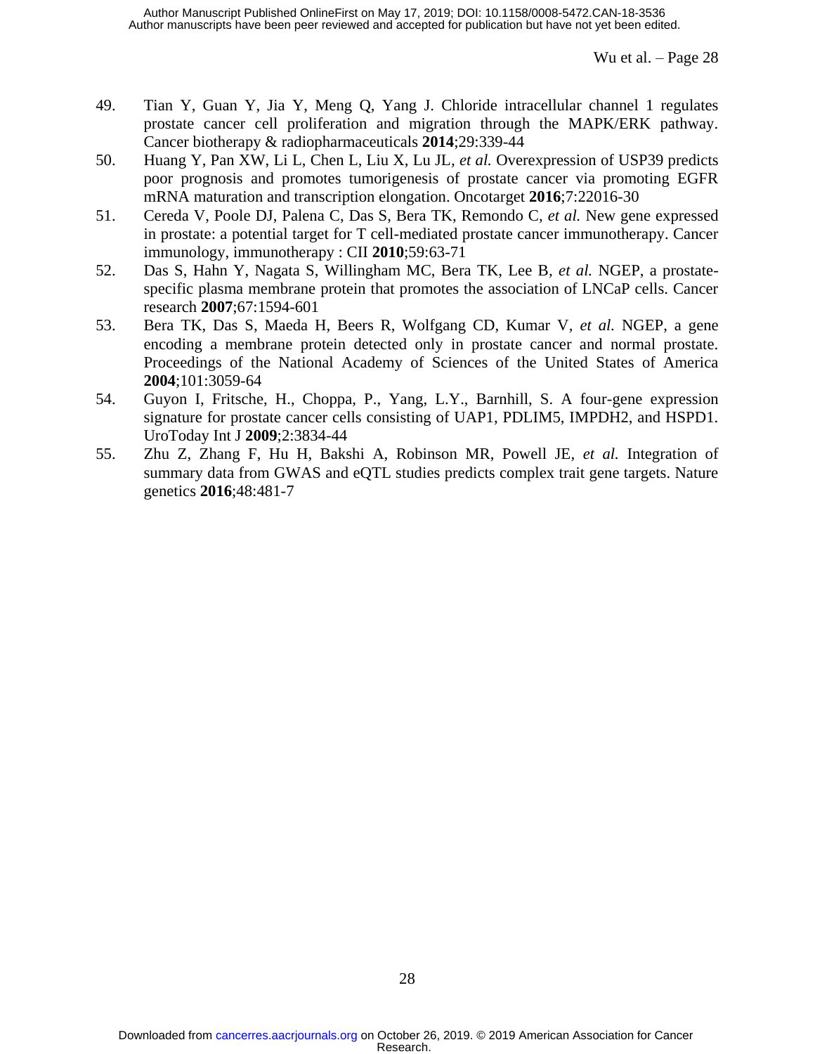49. Tian Y, Guan Y, Jia Y, Meng Q, Yang J. Chloride intracellular channel 1 regulates prostate cancer cell proliferation and migration through the MAPK/ERK pathway. Cancer biotherapy & radiopharmaceuticals **2014**;29:339-44
50. Huang Y, Pan XW, Li L, Chen L, Liu X, Lu JL*, et al.* Overexpression of USP39 predicts poor prognosis and promotes tumorigenesis of prostate cancer via promoting EGFR mRNA maturation and transcription elongation. Oncotarget **2016**;7:22016-30
51. Cereda V, Poole DJ, Palena C, Das S, Bera TK, Remondo C*, et al.* New gene expressed in prostate: a potential target for T cell-mediated prostate cancer immunotherapy. Cancer immunology, immunotherapy : CII **2010**;59:63-71
52. Das S, Hahn Y, Nagata S, Willingham MC, Bera TK, Lee B*, et al.* NGEP, a prostate-specific plasma membrane protein that promotes the association of LNCaP cells. Cancer research **2007**;67:1594-601
53. Bera TK, Das S, Maeda H, Beers R, Wolfgang CD, Kumar V*, et al.* NGEP, a gene encoding a membrane protein detected only in prostate cancer and normal prostate. Proceedings of the National Academy of Sciences of the United States of America **2004**;101:3059-64
54. Guyon I, Fritsche, H., Choppa, P., Yang, L.Y., Barnhill, S. A four-gene expression signature for prostate cancer cells consisting of UAP1, PDLIM5, IMPDH2, and HSPD1. UroToday Int J **2009**;2:3834-44
55. Zhu Z, Zhang F, Hu H, Bakshi A, Robinson MR, Powell JE*, et al.* Integration of summary data from GWAS and eQTL studies predicts complex trait gene targets. Nature genetics **2016**;48:481-7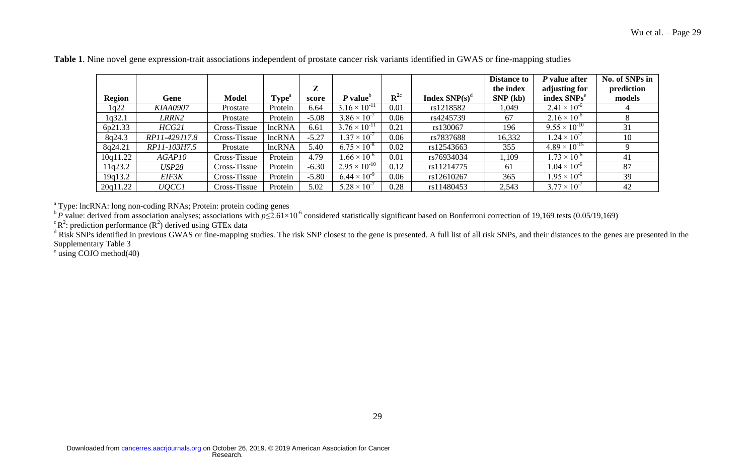**Table 1**. Nine novel gene expression-trait associations independent of prostate cancer risk variants identified in GWAS or fine-mapping studies

| Region | Gene | Model | Type[a] | Z score | *P* value[b] | $R^2$[c] | Index SNP(s)[d] | Distance to the index SNP (kb) | *P* value after adjusting for index SNPs[e] | No. of SNPs in prediction models |
|---|---|---|---|---|---|---|---|---|---|---|
| 1q22 | *KIAA0907* | Prostate | Protein | 6.64 | $3.16 \times 10^{-11}$ | 0.01 | rs1218582 | 1,049 | $2.41 \times 10^{-6}$ | 4 |
| 1q32.1 | *LRRN2* | Prostate | Protein | -5.08 | $3.86 \times 10^{-7}$ | 0.06 | rs4245739 | 67 | $2.16 \times 10^{-6}$ | 8 |
| 6p21.33 | *HCG21* | Cross-Tissue | lncRNA | 6.61 | $3.76 \times 10^{-11}$ | 0.21 | rs130067 | 196 | $9.55 \times 10^{-10}$ | 31 |
| 8q24.3 | *RP11-429J17.8* | Cross-Tissue | lncRNA | -5.27 | $1.37 \times 10^{-7}$ | 0.06 | rs7837688 | 16,332 | $1.24 \times 10^{-7}$ | 10 |
| 8q24.21 | *RP11-103H7.5* | Prostate | lncRNA | 5.40 | $6.75 \times 10^{-8}$ | 0.02 | rs12543663 | 355 | $4.89 \times 10^{-15}$ | 9 |
| 10q11.22 | *AGAP10* | Cross-Tissue | Protein | 4.79 | $1.66 \times 10^{-6}$ | 0.01 | rs76934034 | 1,109 | $1.73 \times 10^{-6}$ | 41 |
| 11q23.2 | *USP28* | Cross-Tissue | Protein | -6.30 | $2.95 \times 10^{-10}$ | 0.12 | rs11214775 | 61 | $1.04 \times 10^{-6}$ | 87 |
| 19q13.2 | *EIF3K* | Cross-Tissue | Protein | -5.80 | $6.44 \times 10^{-9}$ | 0.06 | rs12610267 | 365 | $1.95 \times 10^{-6}$ | 39 |
| 20q11.22 | *UQCC1* | Cross-Tissue | Protein | 5.02 | $5.28 \times 10^{-7}$ | 0.28 | rs11480453 | 2,543 | $3.77 \times 10^{-7}$ | 42 |

[a] Type: lncRNA: long non-coding RNAs; Protein: protein coding genes

[b] *P* value: derived from association analyses; associations with $p \leq 2.61 \times 10^{-6}$ considered statistically significant based on Bonferroni correction of 19,169 tests (0.05/19,169)

[c] $R^2$: prediction performance ($R^2$) derived using GTEx data

[d] Risk SNPs identified in previous GWAS or fine-mapping studies. The risk SNP closest to the gene is presented. A full list of all risk SNPs, and their distances to the genes are presented in the Supplementary Table 3

[e] using COJO method(40)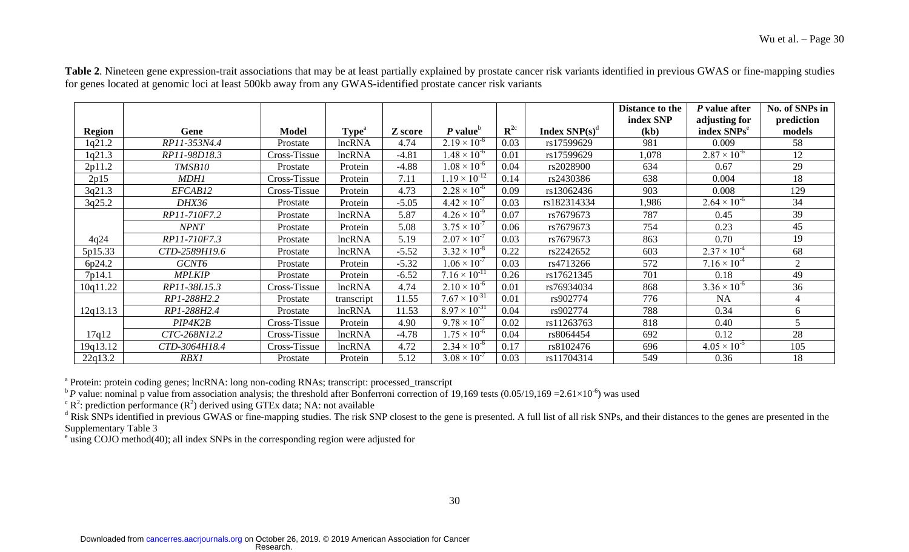**Table 2**. Nineteen gene expression-trait associations that may be at least partially explained by prostate cancer risk variants identified in previous GWAS or fine-mapping studies for genes located at genomic loci at least 500kb away from any GWAS-identified prostate cancer risk variants

| Region | Gene | Model | Type[a] | Z score | *P* value[b] | $R^2$[c] | Index SNP(s)[d] | Distance to the index SNP (kb) | *P* value after adjusting for index SNPs[e] | No. of SNPs in prediction models |
|---|---|---|---|---|---|---|---|---|---|---|
| 1q21.2 | *RP11-353N4.4* | Prostate | lncRNA | 4.74 | $2.19 \times 10^{-6}$ | 0.03 | rs17599629 | 981 | 0.009 | 58 |
| 1q21.3 | *RP11-98D18.3* | Cross-Tissue | lncRNA | -4.81 | $1.48 \times 10^{-6}$ | 0.01 | rs17599629 | 1,078 | $2.87 \times 10^{-6}$ | 12 |
| 2p11.2 | *TMSB10* | Prostate | Protein | -4.88 | $1.08 \times 10^{-6}$ | 0.04 | rs2028900 | 634 | 0.67 | 29 |
| 2p15 | *MDH1* | Cross-Tissue | Protein | 7.11 | $1.19 \times 10^{-12}$ | 0.14 | rs2430386 | 638 | 0.004 | 18 |
| 3q21.3 | *EFCAB12* | Cross-Tissue | Protein | 4.73 | $2.28 \times 10^{-6}$ | 0.09 | rs13062436 | 903 | 0.008 | 129 |
| 3q25.2 | *DHX36* | Prostate | Protein | -5.05 | $4.42 \times 10^{-7}$ | 0.03 | rs182314334 | 1,986 | $2.64 \times 10^{-6}$ | 34 |
| | *RP11-710F7.2* | Prostate | lncRNA | 5.87 | $4.26 \times 10^{-9}$ | 0.07 | rs7679673 | 787 | 0.45 | 39 |
| | *NPNT* | Prostate | Protein | 5.08 | $3.75 \times 10^{-7}$ | 0.06 | rs7679673 | 754 | 0.23 | 45 |
| 4q24 | *RP11-710F7.3* | Prostate | lncRNA | 5.19 | $2.07 \times 10^{-7}$ | 0.03 | rs7679673 | 863 | 0.70 | 19 |
| 5p15.33 | *CTD-2589H19.6* | Prostate | lncRNA | -5.52 | $3.32 \times 10^{-8}$ | 0.22 | rs2242652 | 603 | $2.37 \times 10^{-4}$ | 68 |
| 6p24.2 | *GCNT6* | Prostate | Protein | -5.32 | $1.06 \times 10^{-7}$ | 0.03 | rs4713266 | 572 | $7.16 \times 10^{-4}$ | 2 |
| 7p14.1 | *MPLKIP* | Prostate | Protein | -6.52 | $7.16 \times 10^{-11}$ | 0.26 | rs17621345 | 701 | 0.18 | 49 |
| 10q11.22 | *RP11-38L15.3* | Cross-Tissue | lncRNA | 4.74 | $2.10 \times 10^{-6}$ | 0.01 | rs76934034 | 868 | $3.36 \times 10^{-6}$ | 36 |
| | *RP1-288H2.2* | Prostate | transcript | 11.55 | $7.67 \times 10^{-31}$ | 0.01 | rs902774 | 776 | NA | 4 |
| 12q13.13 | *RP1-288H2.4* | Prostate | lncRNA | 11.53 | $8.97 \times 10^{-31}$ | 0.04 | rs902774 | 788 | 0.34 | 6 |
| | *PIP4K2B* | Cross-Tissue | Protein | 4.90 | $9.78 \times 10^{-7}$ | 0.02 | rs11263763 | 818 | 0.40 | 5 |
| 17q12 | *CTC-268N12.2* | Cross-Tissue | lncRNA | -4.78 | $1.75 \times 10^{-6}$ | 0.04 | rs8064454 | 692 | 0.12 | 28 |
| 19q13.12 | *CTD-3064H18.4* | Cross-Tissue | lncRNA | 4.72 | $2.34 \times 10^{-6}$ | 0.17 | rs8102476 | 696 | $4.05 \times 10^{-5}$ | 105 |
| 22q13.2 | *RBX1* | Prostate | Protein | 5.12 | $3.08 \times 10^{-7}$ | 0.03 | rs11704314 | 549 | 0.36 | 18 |

[a] Protein: protein coding genes; lncRNA: long non-coding RNAs; transcript: processed_transcript

[b] *P* value: nominal p value from association analysis; the threshold after Bonferroni correction of 19,169 tests ($0.05/19,169 = 2.61 \times 10^{-6}$) was used

[c] $R^2$: prediction performance ($R^2$) derived using GTEx data; NA: not available

[d] Risk SNPs identified in previous GWAS or fine-mapping studies. The risk SNP closest to the gene is presented. A full list of all risk SNPs, and their distances to the genes are presented in the Supplementary Table 3

[e] using COJO method(40); all index SNPs in the corresponding region were adjusted for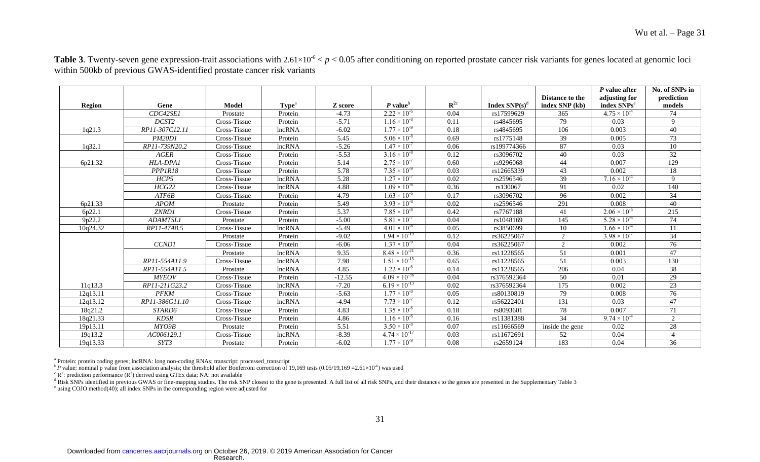**Table 3**. Twenty-seven gene expression-trait associations with $2.61 \times 10^{-6} < p < 0.05$ after conditioning on reported prostate cancer risk variants for genes located at genomic loci within 500kb of previous GWAS-identified prostate cancer risk variants

| Region | Gene | Model | Type[a] | Z score | *P* value[b] | $R^{2c}$ | Index SNP(s)[d] | Distance to the index SNP (kb) | *P* value after adjusting for index SNPs[e] | No. of SNPs in prediction models |
|---|---|---|---|---|---|---|---|---|---|---|
| | *CDC42SE1* | Prostate | Protein | -4.73 | $2.22 \times 10^{-6}$ | 0.04 | rs17599629 | 365 | $4.75 \times 10^{-4}$ | 74 |
| | *DCST2* | Cross-Tissue | Protein | -5.71 | $1.16 \times 10^{-8}$ | 0.11 | rs4845695 | 79 | 0.03 | 9 |
| 1q21.3 | *RP11-307C12.11* | Cross-Tissue | lncRNA | -6.02 | $1.77 \times 10^{-9}$ | 0.18 | rs4845695 | 106 | 0.003 | 40 |
| | *PM20D1* | Cross-Tissue | Protein | 5.45 | $5.06 \times 10^{-8}$ | 0.69 | rs1775148 | 39 | 0.005 | 73 |
| 1q32.1 | *RP11-739N20.2* | Cross-Tissue | lncRNA | -5.26 | $1.47 \times 10^{-7}$ | 0.06 | rs199774366 | 87 | 0.03 | 10 |
| | *AGER* | Cross-Tissue | Protein | -5.53 | $3.16 \times 10^{-8}$ | 0.12 | rs3096702 | 40 | 0.03 | 32 |
| 6p21.32 | *HLA-DPA1* | Cross-Tissue | Protein | 5.14 | $2.75 \times 10^{-7}$ | 0.60 | rs9296068 | 44 | 0.007 | 129 |
| | *PPP1R18* | Cross-Tissue | Protein | 5.78 | $7.35 \times 10^{-9}$ | 0.03 | rs12665339 | 43 | 0.002 | 18 |
| | *HCP5* | Cross-Tissue | lncRNA | 5.28 | $1.27 \times 10^{-7}$ | 0.02 | rs2596546 | 39 | $7.16 \times 10^{-4}$ | 9 |
| | *HCG22* | Cross-Tissue | lncRNA | 4.88 | $1.09 \times 10^{-6}$ | 0.36 | rs130067 | 91 | 0.02 | 140 |
| | *ATF6B* | Cross-Tissue | Protein | 4.79 | $1.63 \times 10^{-6}$ | 0.17 | rs3096702 | 96 | 0.002 | 34 |
| 6p21.33 | *APOM* | Prostate | Protein | 5.49 | $3.93 \times 10^{-8}$ | 0.02 | rs2596546 | 291 | 0.008 | 40 |
| 6p22.1 | *ZNRD1* | Cross-Tissue | Protein | 5.37 | $7.85 \times 10^{-8}$ | 0.42 | rs7767188 | 41 | $2.06 \times 10^{-5}$ | 215 |
| 9p22.2 | *ADAMTSL1* | Prostate | Protein | -5.00 | $5.81 \times 10^{-7}$ | 0.04 | rs1048169 | 145 | $5.28 \times 10^{-6}$ | 74 |
| 10q24.32 | *RP11-47A8.5* | Cross-Tissue | lncRNA | -5.49 | $4.01 \times 10^{-8}$ | 0.05 | rs3850699 | 10 | $1.66 \times 10^{-4}$ | 11 |
| | | Prostate | Protein | -9.02 | $1.94 \times 10^{-19}$ | 0.12 | rs36225067 | 2 | $3.98 \times 10^{-7}$ | 34 |
| | *CCND1* | Cross-Tissue | Protein | -6.06 | $1.37 \times 10^{-9}$ | 0.04 | rs36225067 | 2 | 0.002 | 76 |
| | | Prostate | lncRNA | 9.35 | $8.48 \times 10^{-21}$ | 0.36 | rs11228565 | 51 | 0.001 | 47 |
| | *RP11-554A11.9* | Cross-Tissue | lncRNA | 7.98 | $1.51 \times 10^{-15}$ | 0.65 | rs11228565 | 51 | 0.003 | 130 |
| | *RP11-554A11.5* | Prostate | lncRNA | 4.85 | $1.22 \times 10^{-6}$ | 0.14 | rs11228565 | 206 | 0.04 | 38 |
| | *MYEOV* | Cross-Tissue | Protein | -12.55 | $4.09 \times 10^{-36}$ | 0.04 | rs376592364 | 50 | 0.01 | 29 |
| 11q13.3 | *RP11-211G23.2* | Cross-Tissue | lncRNA | -7.20 | $6.19 \times 10^{-13}$ | 0.02 | rs376592364 | 175 | 0.002 | 23 |
| 12q13.11 | *PFKM* | Cross-Tissue | Protein | -5.63 | $1.77 \times 10^{-8}$ | 0.05 | rs80130819 | 79 | 0.008 | 76 |
| 12q13.12 | *RP11-386G11.10* | Cross-Tissue | lncRNA | -4.94 | $7.73 \times 10^{-7}$ | 0.12 | rs56222401 | 131 | 0.03 | 47 |
| 18q21.2 | *STARD6* | Cross-Tissue | Protein | 4.83 | $1.35 \times 10^{-6}$ | 0.18 | rs8093601 | 78 | 0.007 | 71 |
| 18q21.33 | *KDSR* | Cross-Tissue | Protein | 4.86 | $1.16 \times 10^{-6}$ | 0.16 | rs11381388 | 34 | $9.74 \times 10^{-4}$ | 2 |
| 19p13.11 | *MYO9B* | Prostate | Protein | 5.51 | $3.50 \times 10^{-8}$ | 0.07 | rs11666569 | inside the gene | 0.02 | 28 |
| 19q13.2 | *AC006129.1* | Cross-Tissue | lncRNA | -8.39 | $4.74 \times 10^{-17}$ | 0.03 | rs11672691 | 52 | 0.04 | 4 |
| 19q13.33 | *SYT3* | Prostate | Protein | -6.02 | $1.77 \times 10^{-9}$ | 0.08 | rs2659124 | 183 | 0.04 | 36 |

[a] Protein: protein coding genes; lncRNA: long non-coding RNAs; transcript: processed_transcript

[b] *P* value: nominal p value from association analysis; the threshold after Bonferroni correction of 19,169 tests ($0.05/19{,}169 = 2.61 \times 10^{-6}$) was used

[c] $R^2$: prediction performance ($R^2$) derived using GTEx data; NA: not available

[d] Risk SNPs identified in previous GWAS or fine-mapping studies. The risk SNP closest to the gene is presented. A full list of all risk SNPs, and their distances to the genes are presented in the Supplementary Table 3

[e] using COJO method(40); all index SNPs in the corresponding region were adjusted for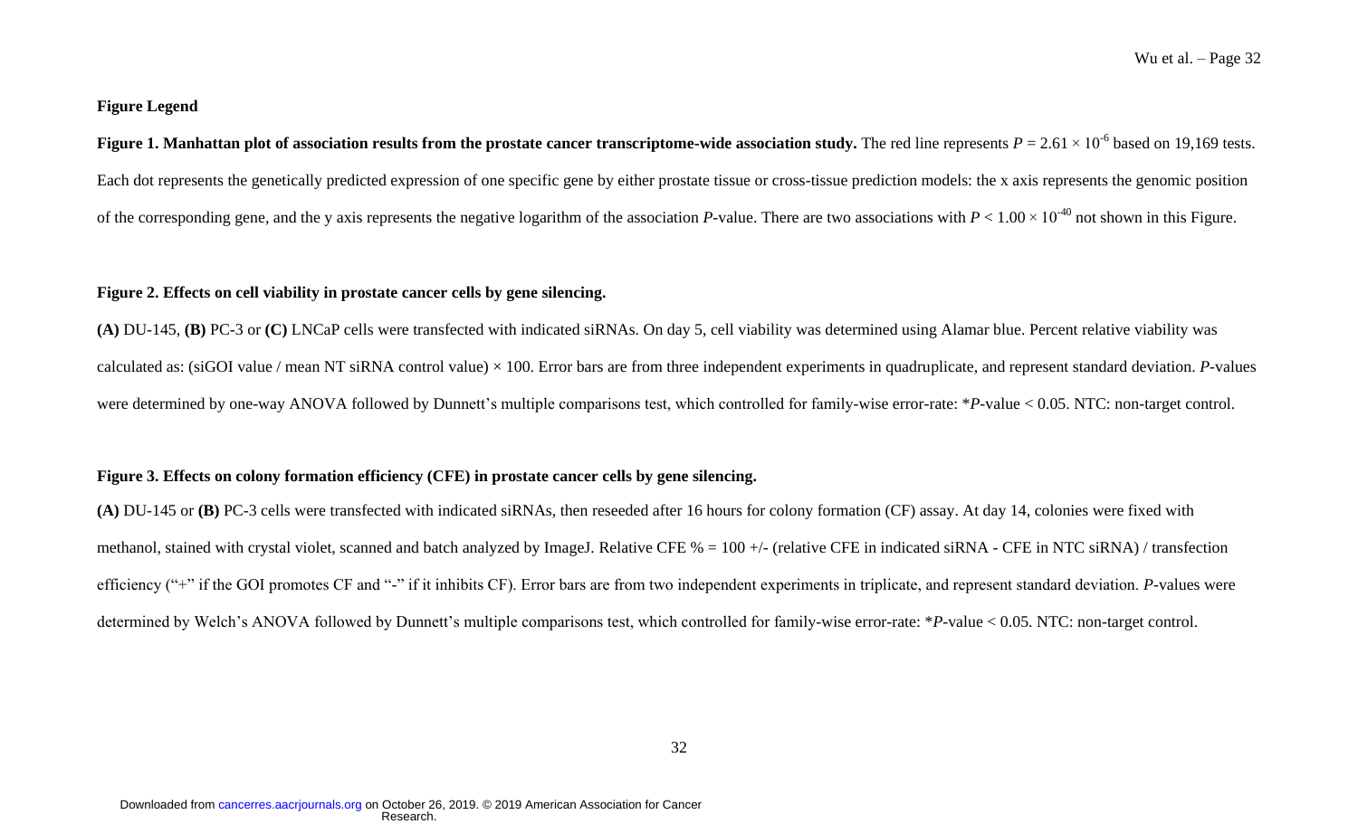## Figure Legend

**Figure 1. Manhattan plot of association results from the prostate cancer transcriptome-wide association study.** The red line represents $P = 2.61 \times 10^{-6}$ based on 19,169 tests. Each dot represents the genetically predicted expression of one specific gene by either prostate tissue or cross-tissue prediction models: the x axis represents the genomic position of the corresponding gene, and the y axis represents the negative logarithm of the association *P*-value. There are two associations with $P < 1.00 \times 10^{-40}$ not shown in this Figure.

**Figure 2. Effects on cell viability in prostate cancer cells by gene silencing.**

**(A)** DU-145, **(B)** PC-3 or **(C)** LNCaP cells were transfected with indicated siRNAs. On day 5, cell viability was determined using Alamar blue. Percent relative viability was calculated as: (siGOI value / mean NT siRNA control value) × 100. Error bars are from three independent experiments in quadruplicate, and represent standard deviation. *P*-values were determined by one-way ANOVA followed by Dunnett's multiple comparisons test, which controlled for family-wise error-rate: **P*-value < 0.05. NTC: non-target control.

**Figure 3. Effects on colony formation efficiency (CFE) in prostate cancer cells by gene silencing.**

**(A)** DU-145 or **(B)** PC-3 cells were transfected with indicated siRNAs, then reseeded after 16 hours for colony formation (CF) assay. At day 14, colonies were fixed with methanol, stained with crystal violet, scanned and batch analyzed by ImageJ. Relative CFE % = 100 +/- (relative CFE in indicated siRNA - CFE in NTC siRNA) / transfection efficiency ("+" if the GOI promotes CF and "-" if it inhibits CF). Error bars are from two independent experiments in triplicate, and represent standard deviation. *P*-values were determined by Welch's ANOVA followed by Dunnett's multiple comparisons test, which controlled for family-wise error-rate: **P*-value < 0.05. NTC: non-target control.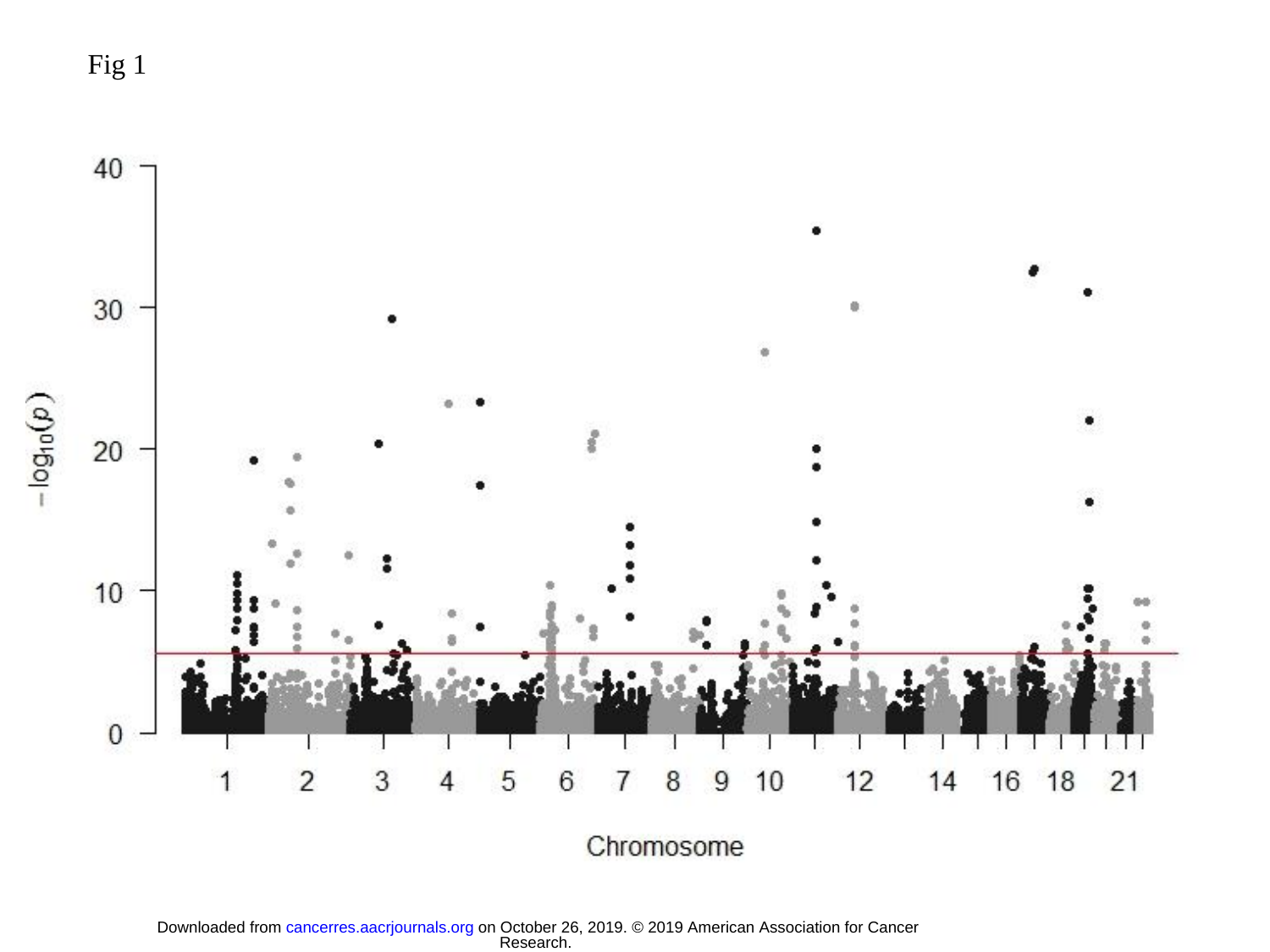Fig 1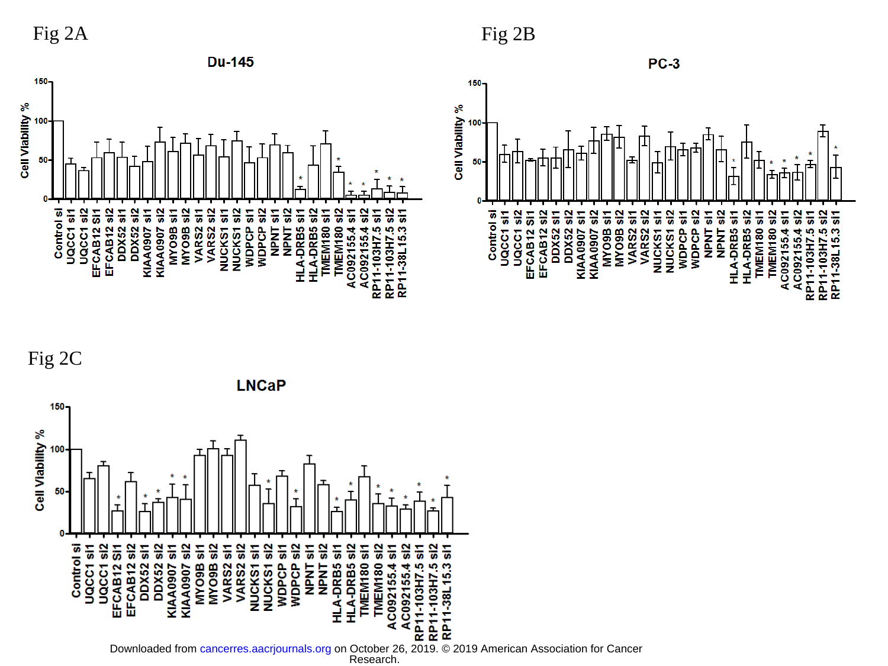Fig 2A

Fig 2B

Fig 2C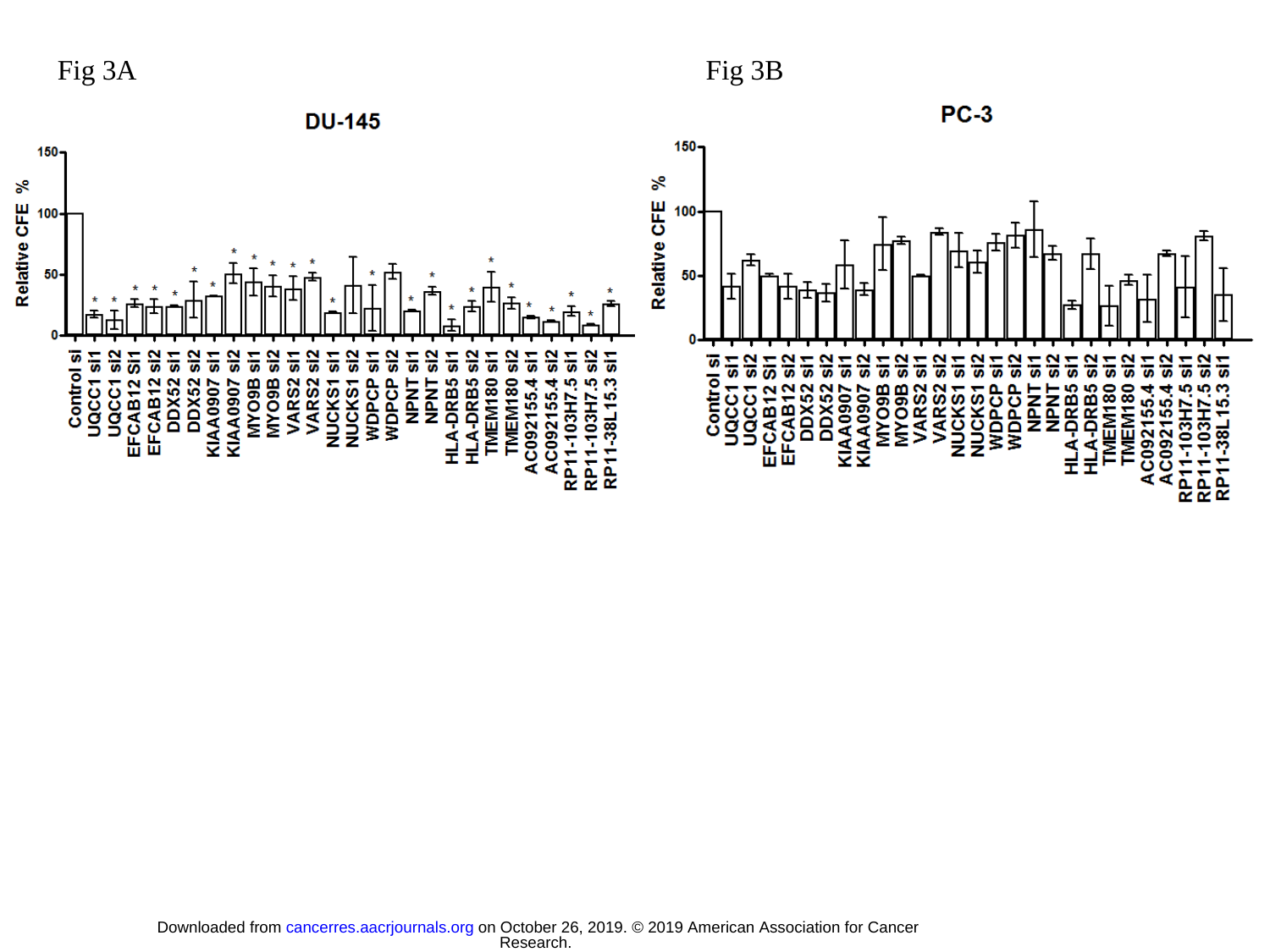Fig 3A

**DU-145**

Fig 3B

**PC-3**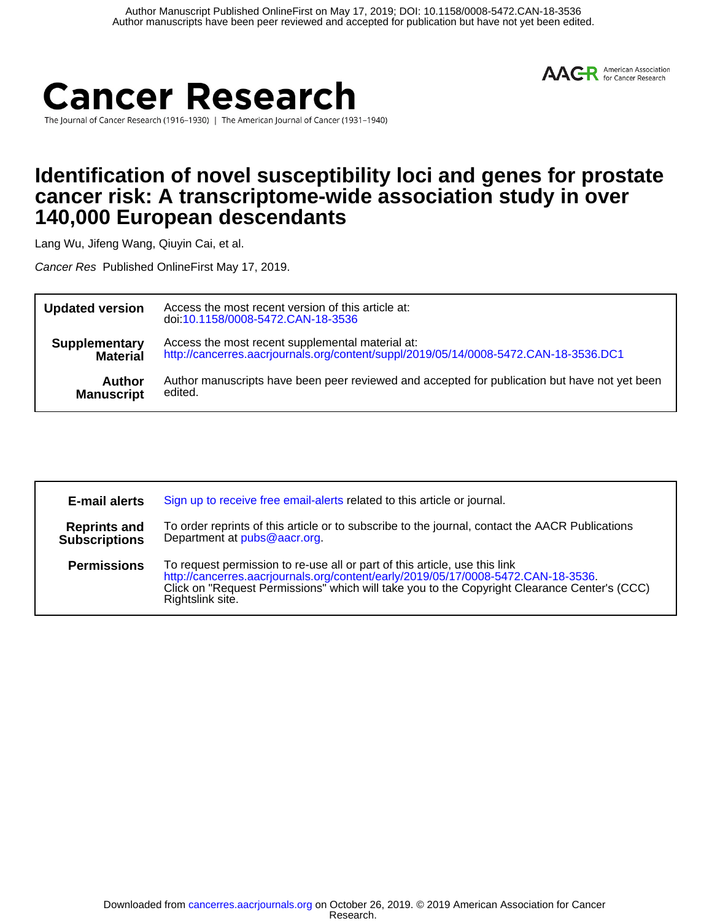Author Manuscript Published OnlineFirst on May 17, 2019; DOI: 10.1158/0008-5472.CAN-18-3536
Author manuscripts have been peer reviewed and accepted for publication but have not yet been edited.

# Cancer Research

The Journal of Cancer Research (1916–1930) | The American Journal of Cancer (1931–1940)

AACR American Association for Cancer Research

# Identification of novel susceptibility loci and genes for prostate cancer risk: A transcriptome-wide association study in over 140,000 European descendants

Lang Wu, Jifeng Wang, Qiuyin Cai, et al.

*Cancer Res* Published OnlineFirst May 17, 2019.

| | |
|---|---|
| **Updated version** | Access the most recent version of this article at: doi:10.1158/0008-5472.CAN-18-3536 |
| **Supplementary Material** | Access the most recent supplemental material at: http://cancerres.aacrjournals.org/content/suppl/2019/05/14/0008-5472.CAN-18-3536.DC1 |
| **Author Manuscript** | Author manuscripts have been peer reviewed and accepted for publication but have not yet been edited. |

| | |
|---|---|
| **E-mail alerts** | Sign up to receive free email-alerts related to this article or journal. |
| **Reprints and Subscriptions** | To order reprints of this article or to subscribe to the journal, contact the AACR Publications Department at pubs@aacr.org. |
| **Permissions** | To request permission to re-use all or part of this article, use this link http://cancerres.aacrjournals.org/content/early/2019/05/17/0008-5472.CAN-18-3536. Click on "Request Permissions" which will take you to the Copyright Clearance Center's (CCC) Rightslink site. |

Downloaded from cancerres.aacrjournals.org on October 26, 2019. © 2019 American Association for Cancer Research.